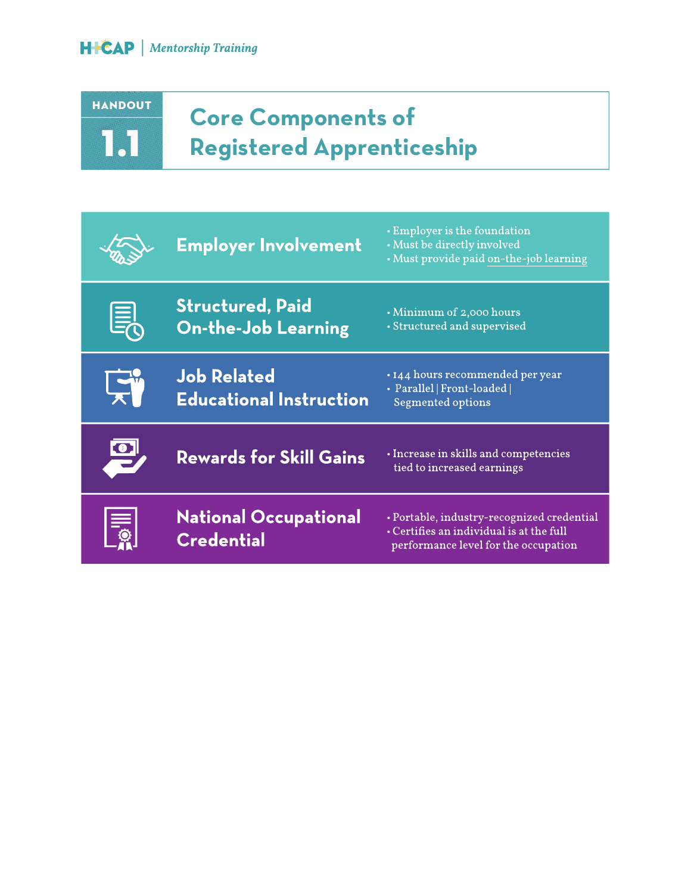# HANDOUT 1.1

# Core Components of Registered Apprenticeship

## Employer Involvement

- Employer is the foundation
- Must be directly involved
- Must provide paid on-the-job learning

## Structured, Paid On-the-Job Learning

- Minimum of 2,000 hours
- Structured and supervised

## Job Related Educational Instruction

- 144 hours recommended per year
- Parallel | Front-loaded | Segmented options

## Rewards for Skill Gains

- Increase in skills and competencies tied to increased earnings

## National Occupational Credential

- Portable, industry-recognized credential
- Certifies an individual is at the full performance level for the occupation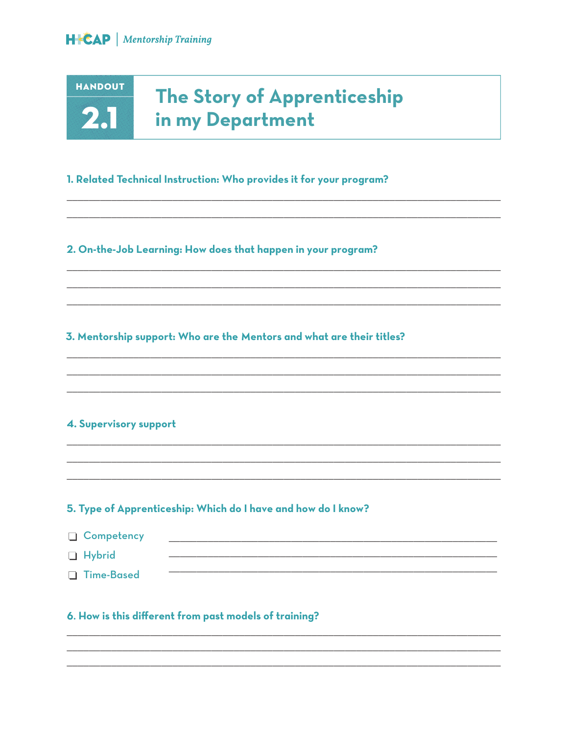# HANDOUT 2.1 The Story of Apprenticeship in my Department

**1. Related Technical Instruction: Who provides it for your program?**

\_\_\_\_\_\_\_\_\_\_\_\_\_\_\_\_\_\_\_\_\_\_\_\_\_\_\_\_\_\_\_\_\_\_\_\_\_\_\_\_\_\_\_\_\_\_\_\_\_\_\_\_\_\_\_\_\_\_\_\_

\_\_\_\_\_\_\_\_\_\_\_\_\_\_\_\_\_\_\_\_\_\_\_\_\_\_\_\_\_\_\_\_\_\_\_\_\_\_\_\_\_\_\_\_\_\_\_\_\_\_\_\_\_\_\_\_\_\_\_\_

**2. On-the-Job Learning: How does that happen in your program?**

\_\_\_\_\_\_\_\_\_\_\_\_\_\_\_\_\_\_\_\_\_\_\_\_\_\_\_\_\_\_\_\_\_\_\_\_\_\_\_\_\_\_\_\_\_\_\_\_\_\_\_\_\_\_\_\_\_\_\_\_

\_\_\_\_\_\_\_\_\_\_\_\_\_\_\_\_\_\_\_\_\_\_\_\_\_\_\_\_\_\_\_\_\_\_\_\_\_\_\_\_\_\_\_\_\_\_\_\_\_\_\_\_\_\_\_\_\_\_\_\_

\_\_\_\_\_\_\_\_\_\_\_\_\_\_\_\_\_\_\_\_\_\_\_\_\_\_\_\_\_\_\_\_\_\_\_\_\_\_\_\_\_\_\_\_\_\_\_\_\_\_\_\_\_\_\_\_\_\_\_\_

**3. Mentorship support: Who are the Mentors and what are their titles?**

\_\_\_\_\_\_\_\_\_\_\_\_\_\_\_\_\_\_\_\_\_\_\_\_\_\_\_\_\_\_\_\_\_\_\_\_\_\_\_\_\_\_\_\_\_\_\_\_\_\_\_\_\_\_\_\_\_\_\_\_

\_\_\_\_\_\_\_\_\_\_\_\_\_\_\_\_\_\_\_\_\_\_\_\_\_\_\_\_\_\_\_\_\_\_\_\_\_\_\_\_\_\_\_\_\_\_\_\_\_\_\_\_\_\_\_\_\_\_\_\_

\_\_\_\_\_\_\_\_\_\_\_\_\_\_\_\_\_\_\_\_\_\_\_\_\_\_\_\_\_\_\_\_\_\_\_\_\_\_\_\_\_\_\_\_\_\_\_\_\_\_\_\_\_\_\_\_\_\_\_\_

**4. Supervisory support**

\_\_\_\_\_\_\_\_\_\_\_\_\_\_\_\_\_\_\_\_\_\_\_\_\_\_\_\_\_\_\_\_\_\_\_\_\_\_\_\_\_\_\_\_\_\_\_\_\_\_\_\_\_\_\_\_\_\_\_\_

\_\_\_\_\_\_\_\_\_\_\_\_\_\_\_\_\_\_\_\_\_\_\_\_\_\_\_\_\_\_\_\_\_\_\_\_\_\_\_\_\_\_\_\_\_\_\_\_\_\_\_\_\_\_\_\_\_\_\_\_

\_\_\_\_\_\_\_\_\_\_\_\_\_\_\_\_\_\_\_\_\_\_\_\_\_\_\_\_\_\_\_\_\_\_\_\_\_\_\_\_\_\_\_\_\_\_\_\_\_\_\_\_\_\_\_\_\_\_\_\_

**5. Type of Apprenticeship: Which do I have and how do I know?**

- ❑ Competency \_\_\_\_\_\_\_\_\_\_\_\_\_\_\_\_\_\_\_\_\_\_\_\_\_\_\_\_\_\_\_\_\_\_\_\_\_\_\_\_\_\_\_\_
- ❑ Hybrid \_\_\_\_\_\_\_\_\_\_\_\_\_\_\_\_\_\_\_\_\_\_\_\_\_\_\_\_\_\_\_\_\_\_\_\_\_\_\_\_\_\_\_\_
- ❑ Time-Based \_\_\_\_\_\_\_\_\_\_\_\_\_\_\_\_\_\_\_\_\_\_\_\_\_\_\_\_\_\_\_\_\_\_\_\_\_\_\_\_\_\_\_\_

**6. How is this different from past models of training?**

\_\_\_\_\_\_\_\_\_\_\_\_\_\_\_\_\_\_\_\_\_\_\_\_\_\_\_\_\_\_\_\_\_\_\_\_\_\_\_\_\_\_\_\_\_\_\_\_\_\_\_\_\_\_\_\_\_\_\_\_

\_\_\_\_\_\_\_\_\_\_\_\_\_\_\_\_\_\_\_\_\_\_\_\_\_\_\_\_\_\_\_\_\_\_\_\_\_\_\_\_\_\_\_\_\_\_\_\_\_\_\_\_\_\_\_\_\_\_\_\_

\_\_\_\_\_\_\_\_\_\_\_\_\_\_\_\_\_\_\_\_\_\_\_\_\_\_\_\_\_\_\_\_\_\_\_\_\_\_\_\_\_\_\_\_\_\_\_\_\_\_\_\_\_\_\_\_\_\_\_\_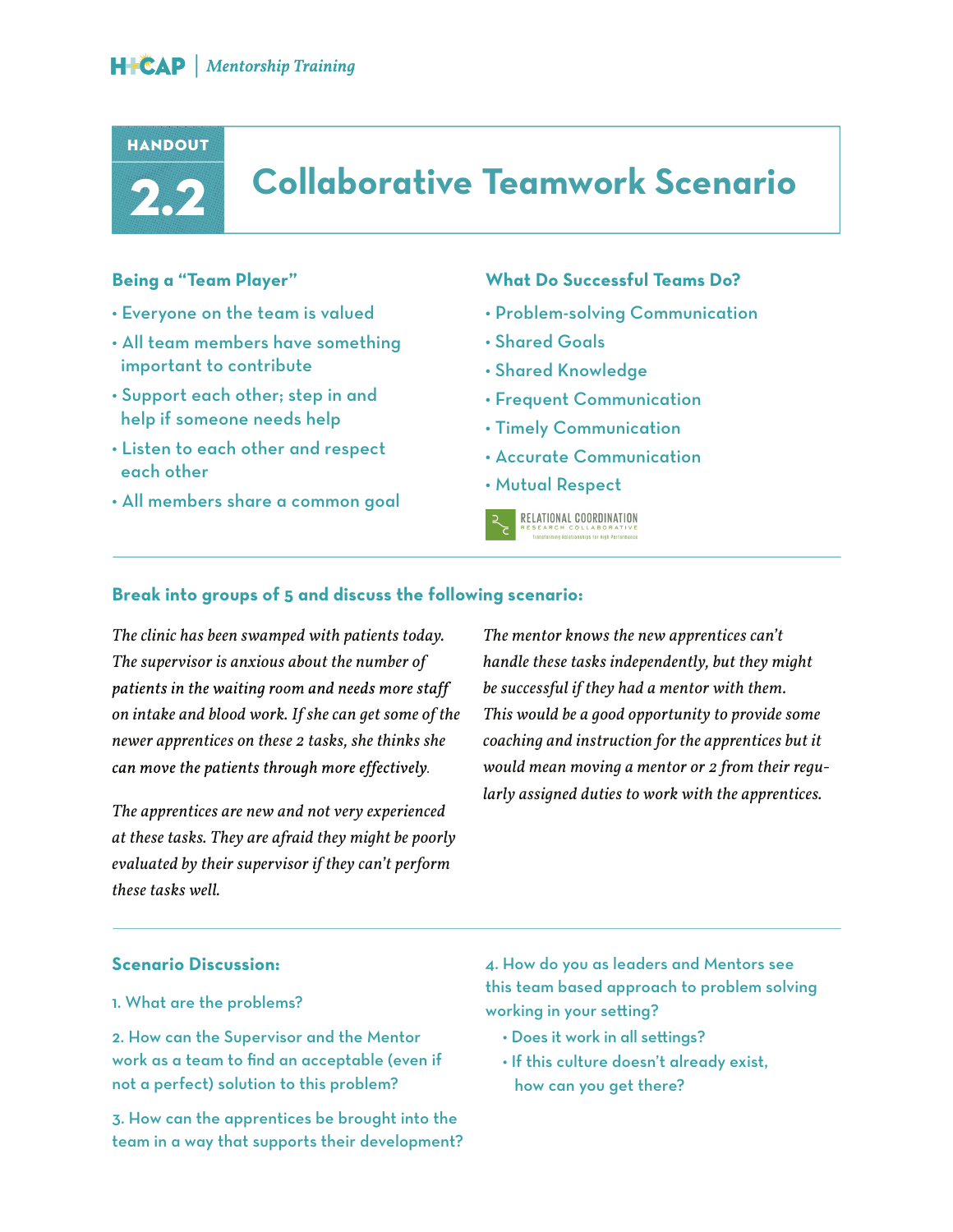# HANDOUT 2.2 Collaborative Teamwork Scenario

### Being a "Team Player"

- Everyone on the team is valued
- All team members have something important to contribute
- Support each other; step in and help if someone needs help
- Listen to each other and respect each other
- All members share a common goal

### What Do Successful Teams Do?

- Problem-solving Communication
- Shared Goals
- Shared Knowledge
- Frequent Communication
- Timely Communication
- Accurate Communication
- Mutual Respect

RELATIONAL COORDINATION RESEARCH COLLABORATIVE
Transforming Relationships for High Performance

---

### Break into groups of 5 and discuss the following scenario:

*The clinic has been swamped with patients today. The supervisor is anxious about the number of patients in the waiting room and needs more staff on intake and blood work. If she can get some of the newer apprentices on these 2 tasks, she thinks she can move the patients through more effectively.*

*The apprentices are new and not very experienced at these tasks. They are afraid they might be poorly evaluated by their supervisor if they can't perform these tasks well.*

*The mentor knows the new apprentices can't handle these tasks independently, but they might be successful if they had a mentor with them. This would be a good opportunity to provide some coaching and instruction for the apprentices but it would mean moving a mentor or 2 from their regularly assigned duties to work with the apprentices.*

---

### Scenario Discussion:

1. What are the problems?

2. How can the Supervisor and the Mentor work as a team to find an acceptable (even if not a perfect) solution to this problem?

3. How can the apprentices be brought into the team in a way that supports their development?

4. How do you as leaders and Mentors see this team based approach to problem solving working in your setting?
   - Does it work in all settings?
   - If this culture doesn't already exist, how can you get there?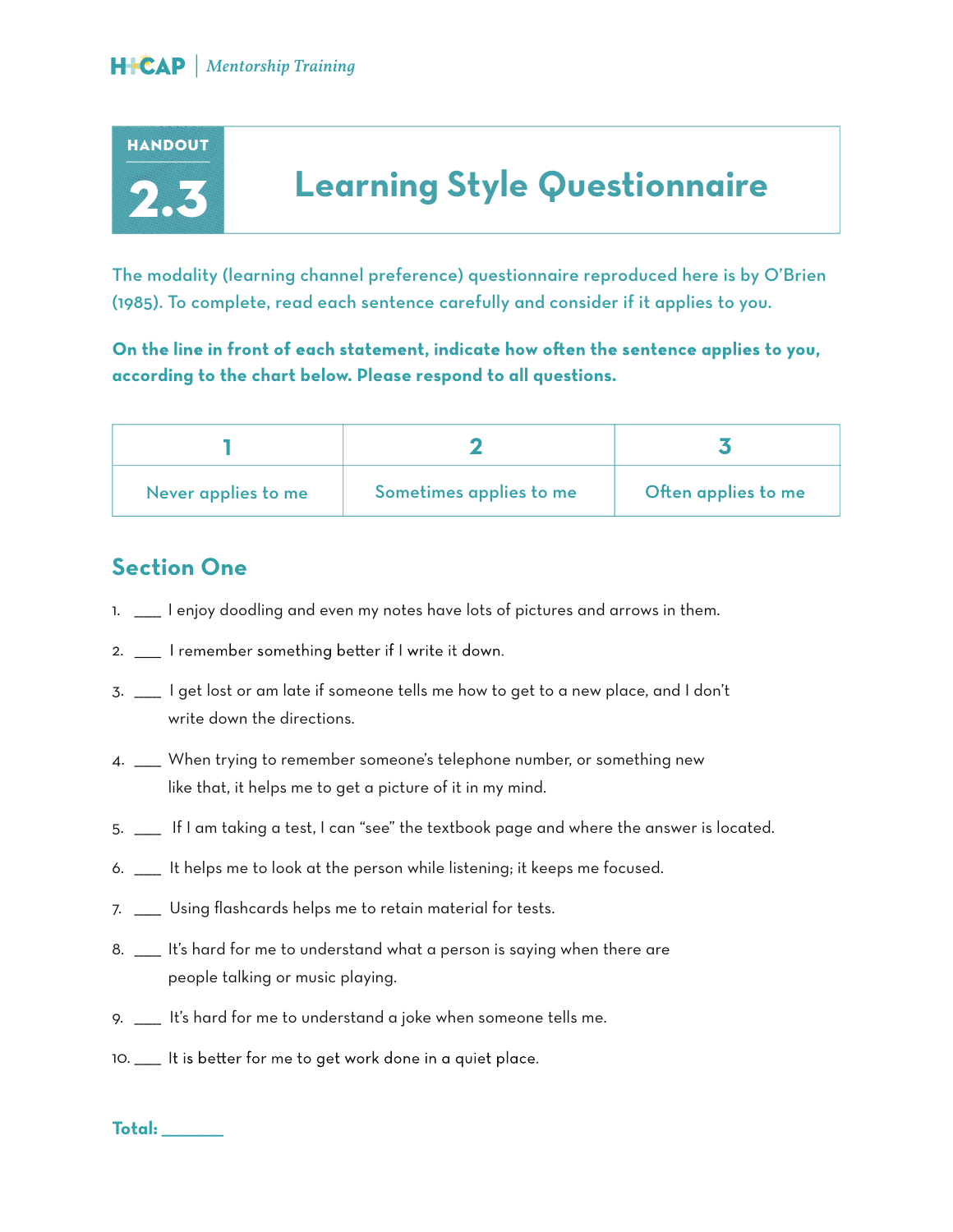# HANDOUT 2.3 Learning Style Questionnaire

The modality (learning channel preference) questionnaire reproduced here is by O'Brien (1985). To complete, read each sentence carefully and consider if it applies to you.

**On the line in front of each statement, indicate how often the sentence applies to you, according to the chart below. Please respond to all questions.**

| 1 | 2 | 3 |
|---|---|---|
| Never applies to me | Sometimes applies to me | Often applies to me |

## Section One

1. ___ I enjoy doodling and even my notes have lots of pictures and arrows in them.
2. ___ I remember something better if I write it down.
3. ___ I get lost or am late if someone tells me how to get to a new place, and I don't write down the directions.
4. ___ When trying to remember someone's telephone number, or something new like that, it helps me to get a picture of it in my mind.
5. ___ If I am taking a test, I can "see" the textbook page and where the answer is located.
6. ___ It helps me to look at the person while listening; it keeps me focused.
7. ___ Using flashcards helps me to retain material for tests.
8. ___ It's hard for me to understand what a person is saying when there are people talking or music playing.
9. ___ It's hard for me to understand a joke when someone tells me.
10. ___ It is better for me to get work done in a quiet place.

**Total: _______**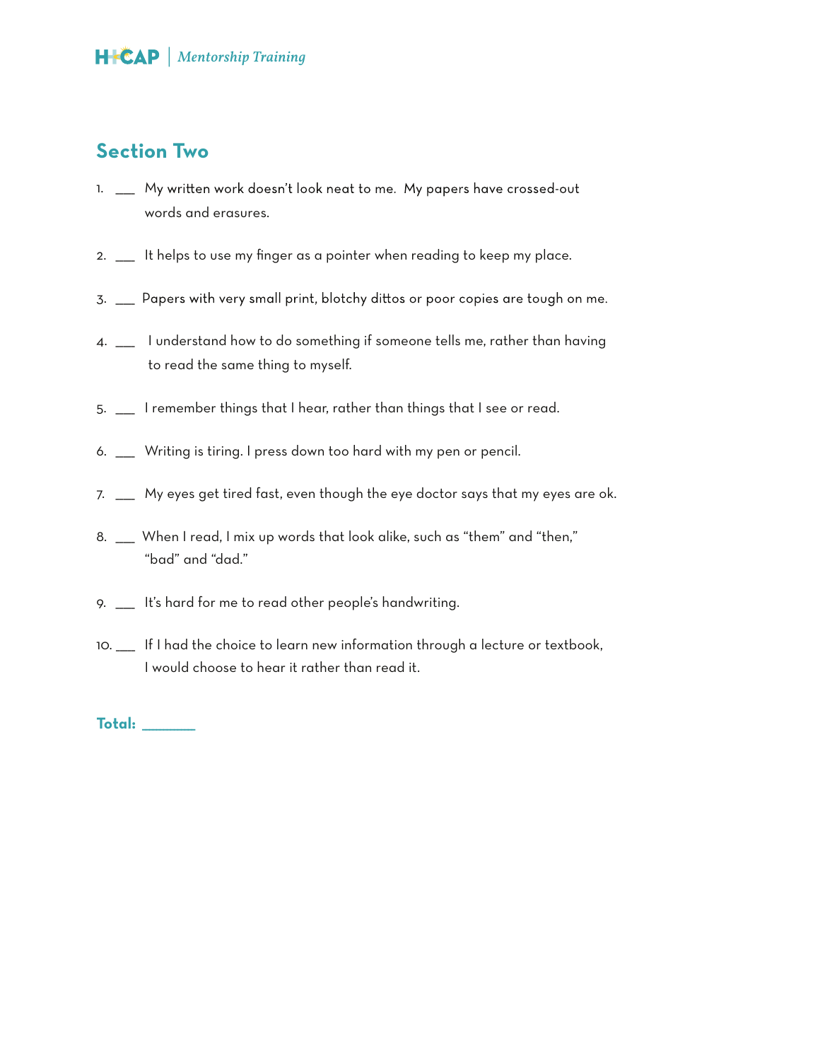## Section Two

1. ___ My written work doesn't look neat to me. My papers have crossed-out words and erasures.

2. ___ It helps to use my finger as a pointer when reading to keep my place.

3. ___ Papers with very small print, blotchy dittos or poor copies are tough on me.

4. ___ I understand how to do something if someone tells me, rather than having to read the same thing to myself.

5. ___ I remember things that I hear, rather than things that I see or read.

6. ___ Writing is tiring. I press down too hard with my pen or pencil.

7. ___ My eyes get tired fast, even though the eye doctor says that my eyes are ok.

8. ___ When I read, I mix up words that look alike, such as "them" and "then," "bad" and "dad."

9. ___ It's hard for me to read other people's handwriting.

10. ___ If I had the choice to learn new information through a lecture or textbook, I would choose to hear it rather than read it.

**Total: _______**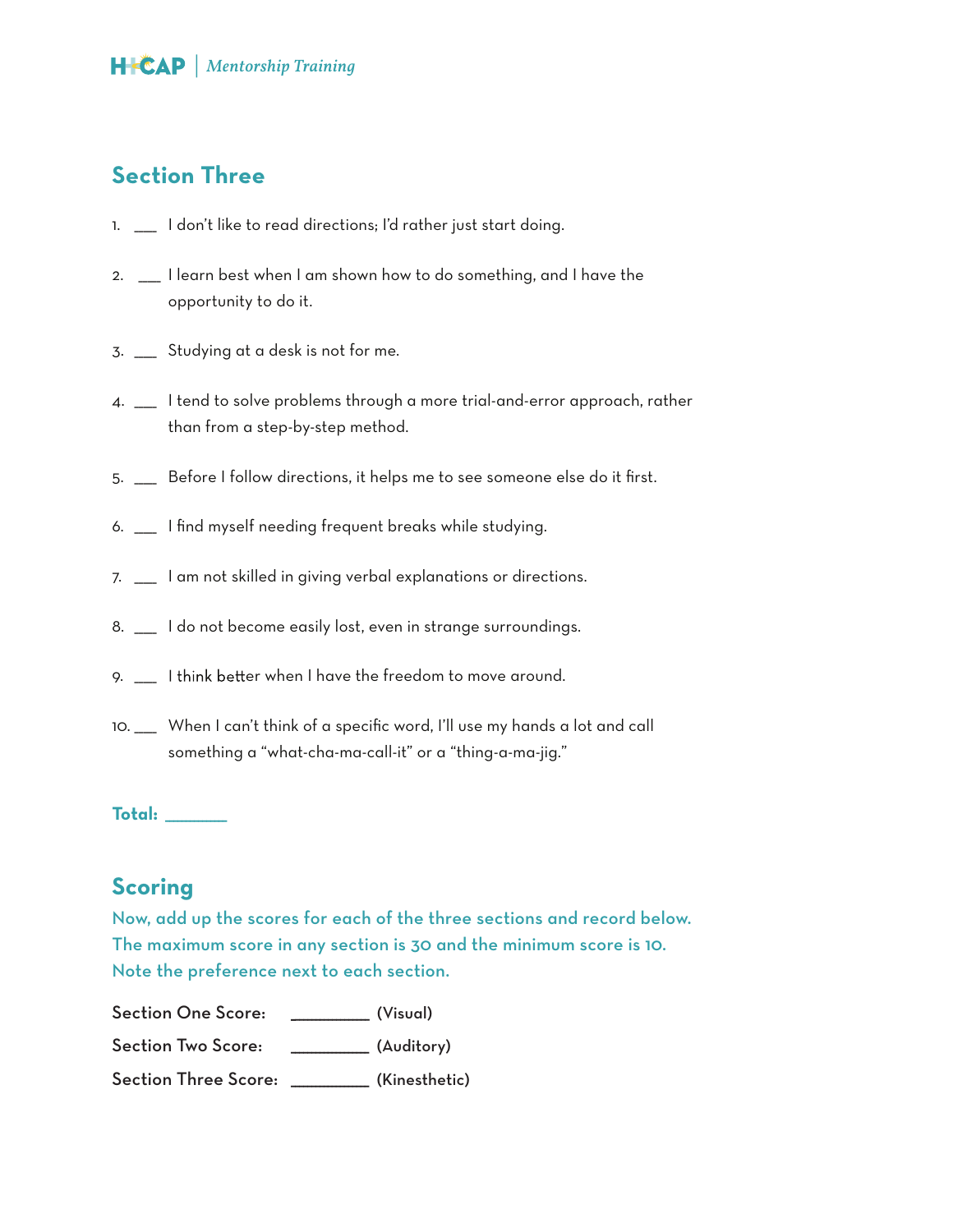## Section Three

1. ___ I don't like to read directions; I'd rather just start doing.
2. ___ I learn best when I am shown how to do something, and I have the opportunity to do it.
3. ___ Studying at a desk is not for me.
4. ___ I tend to solve problems through a more trial-and-error approach, rather than from a step-by-step method.
5. ___ Before I follow directions, it helps me to see someone else do it first.
6. ___ I find myself needing frequent breaks while studying.
7. ___ I am not skilled in giving verbal explanations or directions.
8. ___ I do not become easily lost, even in strange surroundings.
9. ___ I think better when I have the freedom to move around.
10. ___ When I can't think of a specific word, I'll use my hands a lot and call something a "what-cha-ma-call-it" or a "thing-a-ma-jig."

**Total: _______**

## Scoring

**Now, add up the scores for each of the three sections and record below. The maximum score in any section is 30 and the minimum score is 10. Note the preference next to each section.**

**Section One Score:** _________ **(Visual)**

**Section Two Score:** _________ **(Auditory)**

**Section Three Score:** _________ **(Kinesthetic)**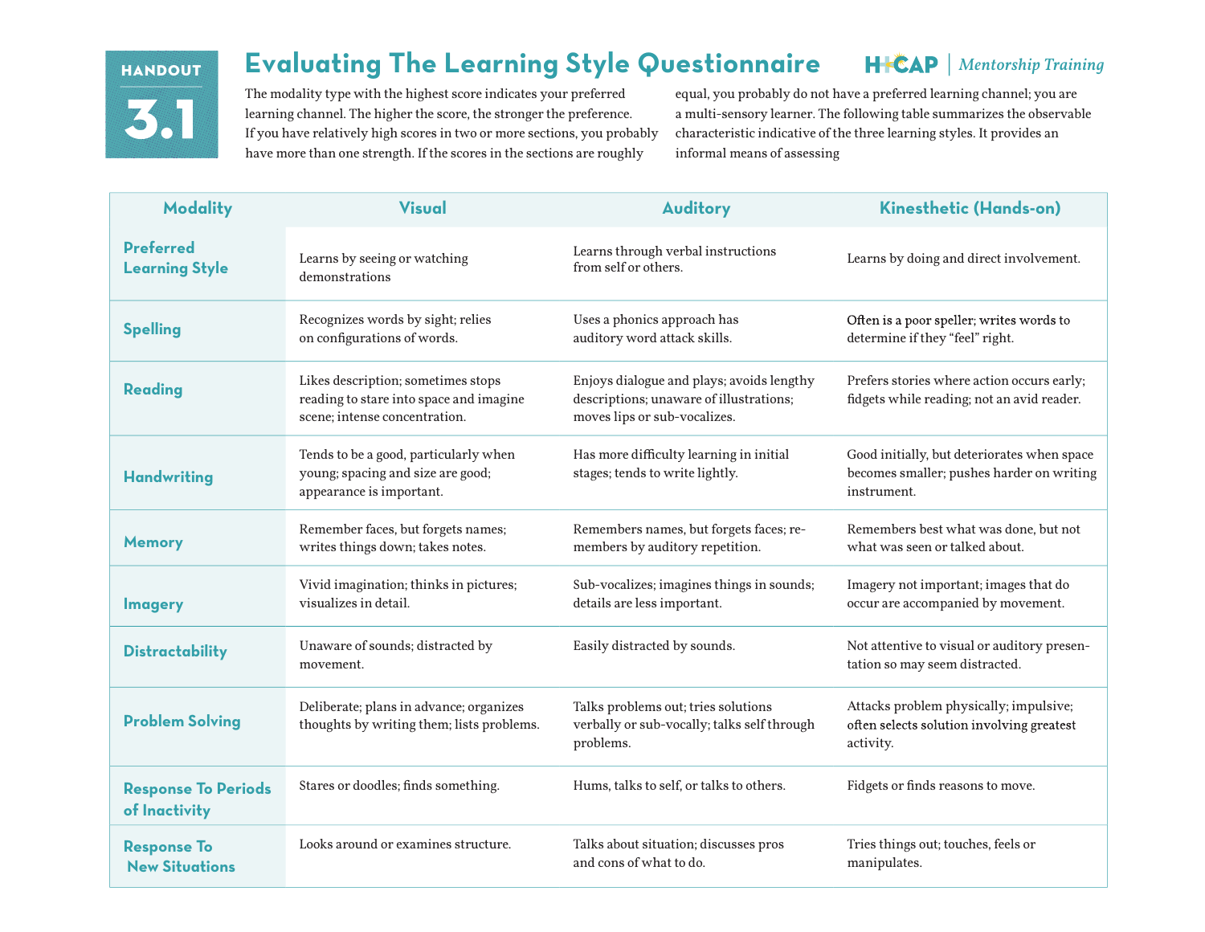HANDOUT 3.1

# Evaluating The Learning Style Questionnaire

HCAP | *Mentorship Training*

The modality type with the highest score indicates your preferred learning channel. The higher the score, the stronger the preference. If you have relatively high scores in two or more sections, you probably have more than one strength. If the scores in the sections are roughly equal, you probably do not have a preferred learning channel; you are a multi-sensory learner. The following table summarizes the observable characteristic indicative of the three learning styles. It provides an informal means of assessing

| Modality | Visual | Auditory | Kinesthetic (Hands-on) |
|---|---|---|---|
| Preferred Learning Style | Learns by seeing or watching demonstrations | Learns through verbal instructions from self or others. | Learns by doing and direct involvement. |
| Spelling | Recognizes words by sight; relies on configurations of words. | Uses a phonics approach has auditory word attack skills. | Often is a poor speller; writes words to determine if they "feel" right. |
| Reading | Likes description; sometimes stops reading to stare into space and imagine scene; intense concentration. | Enjoys dialogue and plays; avoids lengthy descriptions; unaware of illustrations; moves lips or sub-vocalizes. | Prefers stories where action occurs early; fidgets while reading; not an avid reader. |
| Handwriting | Tends to be a good, particularly when young; spacing and size are good; appearance is important. | Has more difficulty learning in initial stages; tends to write lightly. | Good initially, but deteriorates when space becomes smaller; pushes harder on writing instrument. |
| Memory | Remember faces, but forgets names; writes things down; takes notes. | Remembers names, but forgets faces; remembers by auditory repetition. | Remembers best what was done, but not what was seen or talked about. |
| Imagery | Vivid imagination; thinks in pictures; visualizes in detail. | Sub-vocalizes; imagines things in sounds; details are less important. | Imagery not important; images that do occur are accompanied by movement. |
| Distractability | Unaware of sounds; distracted by movement. | Easily distracted by sounds. | Not attentive to visual or auditory presentation so may seem distracted. |
| Problem Solving | Deliberate; plans in advance; organizes thoughts by writing them; lists problems. | Talks problems out; tries solutions verbally or sub-vocally; talks self through problems. | Attacks problem physically; impulsive; often selects solution involving greatest activity. |
| Response To Periods of Inactivity | Stares or doodles; finds something. | Hums, talks to self, or talks to others. | Fidgets or finds reasons to move. |
| Response To New Situations | Looks around or examines structure. | Talks about situation; discusses pros and cons of what to do. | Tries things out; touches, feels or manipulates. |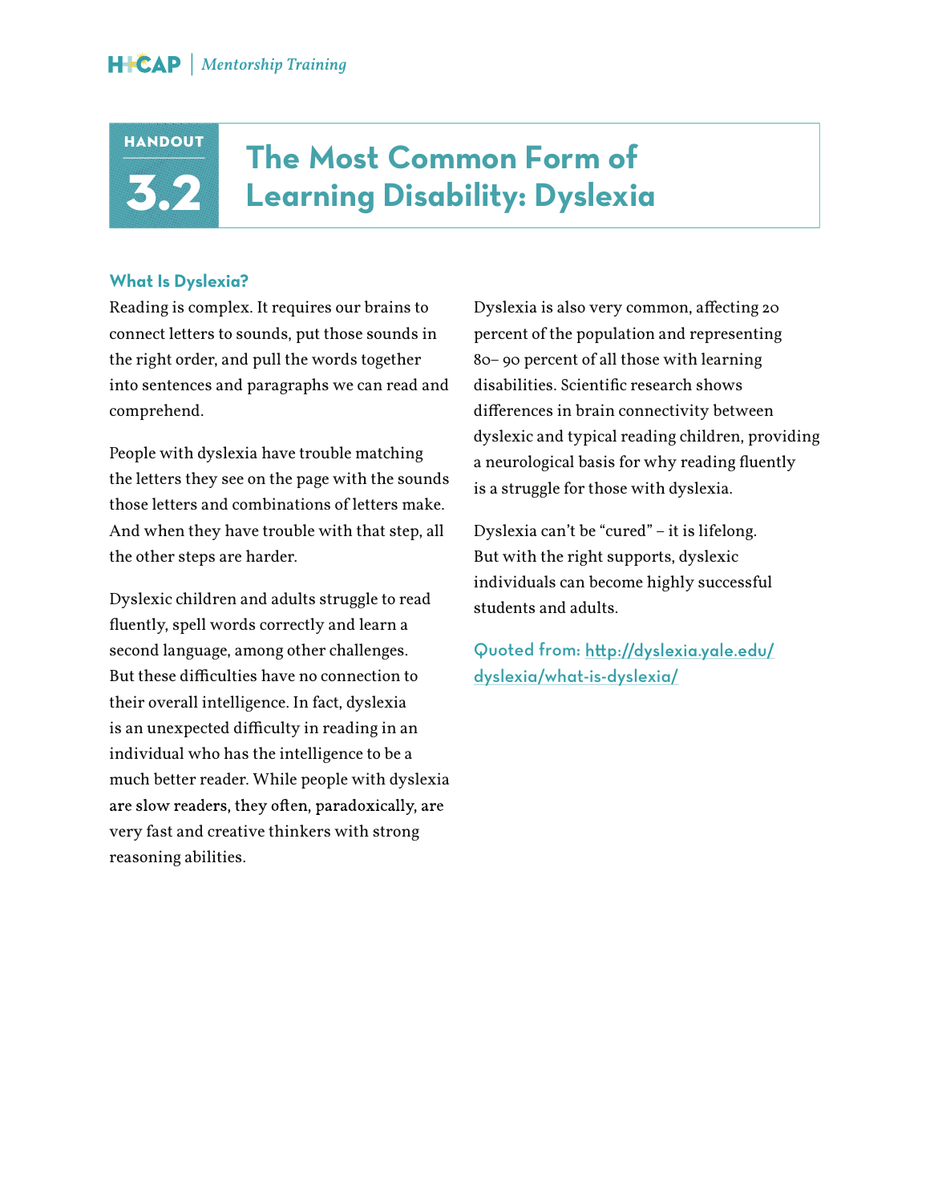# HANDOUT 3.2 The Most Common Form of Learning Disability: Dyslexia

### What Is Dyslexia?

Reading is complex. It requires our brains to connect letters to sounds, put those sounds in the right order, and pull the words together into sentences and paragraphs we can read and comprehend.

People with dyslexia have trouble matching the letters they see on the page with the sounds those letters and combinations of letters make. And when they have trouble with that step, all the other steps are harder.

Dyslexic children and adults struggle to read fluently, spell words correctly and learn a second language, among other challenges. But these difficulties have no connection to their overall intelligence. In fact, dyslexia is an unexpected difficulty in reading in an individual who has the intelligence to be a much better reader. While people with dyslexia are slow readers, they often, paradoxically, are very fast and creative thinkers with strong reasoning abilities.

Dyslexia is also very common, affecting 20 percent of the population and representing 80– 90 percent of all those with learning disabilities. Scientific research shows differences in brain connectivity between dyslexic and typical reading children, providing a neurological basis for why reading fluently is a struggle for those with dyslexia.

Dyslexia can't be "cured" – it is lifelong. But with the right supports, dyslexic individuals can become highly successful students and adults.

Quoted from: [http://dyslexia.yale.edu/dyslexia/what-is-dyslexia/](http://dyslexia.yale.edu/dyslexia/what-is-dyslexia/)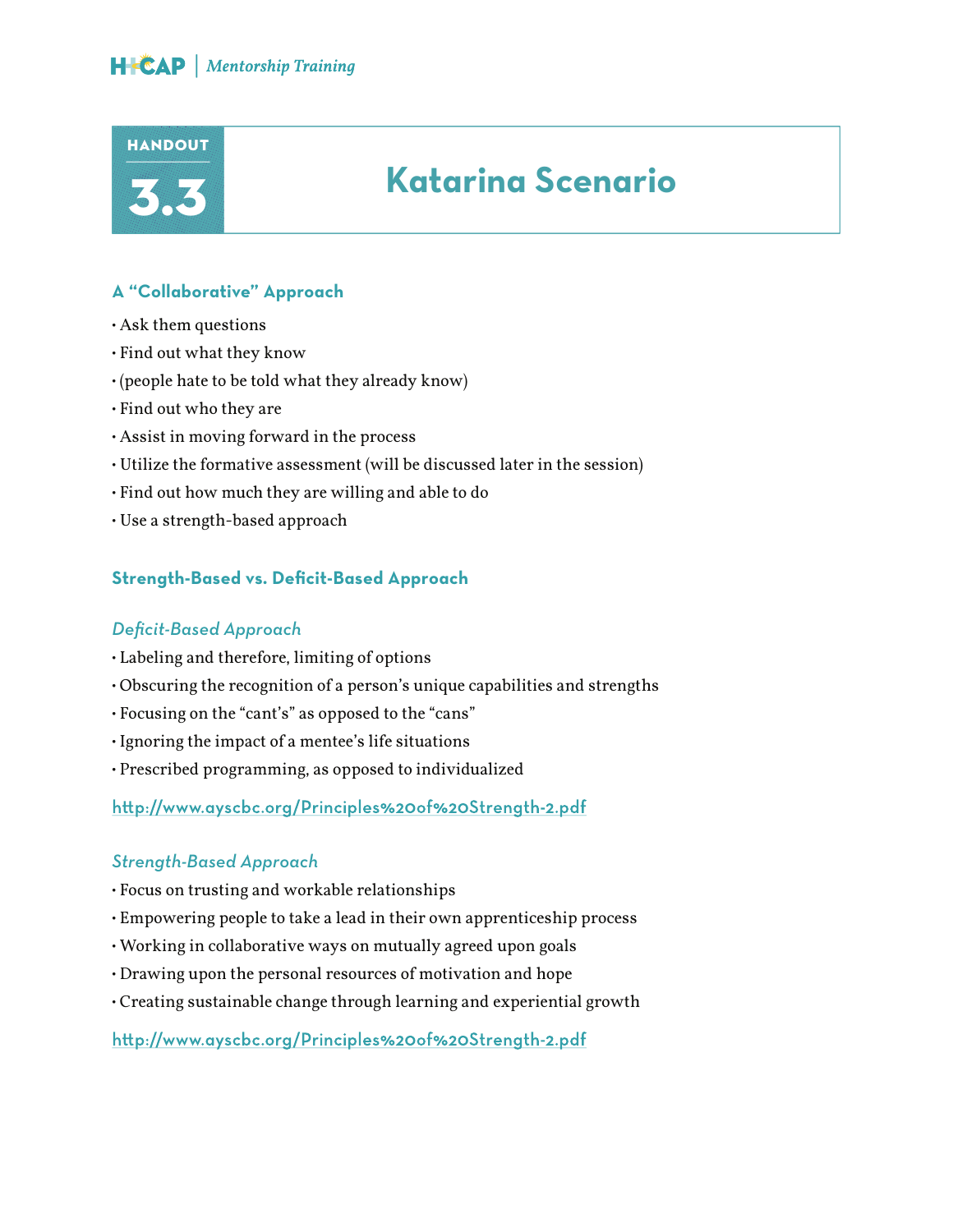# HANDOUT 3.3 Katarina Scenario

## A "Collaborative" Approach

- Ask them questions
- Find out what they know
- (people hate to be told what they already know)
- Find out who they are
- Assist in moving forward in the process
- Utilize the formative assessment (will be discussed later in the session)
- Find out how much they are willing and able to do
- Use a strength-based approach

## Strength-Based vs. Deficit-Based Approach

### *Deficit-Based Approach*

- Labeling and therefore, limiting of options
- Obscuring the recognition of a person's unique capabilities and strengths
- Focusing on the "cant's" as opposed to the "cans"
- Ignoring the impact of a mentee's life situations
- Prescribed programming, as opposed to individualized

http://www.ayscbc.org/Principles%20of%20Strength-2.pdf

### *Strength-Based Approach*

- Focus on trusting and workable relationships
- Empowering people to take a lead in their own apprenticeship process
- Working in collaborative ways on mutually agreed upon goals
- Drawing upon the personal resources of motivation and hope
- Creating sustainable change through learning and experiential growth

http://www.ayscbc.org/Principles%20of%20Strength-2.pdf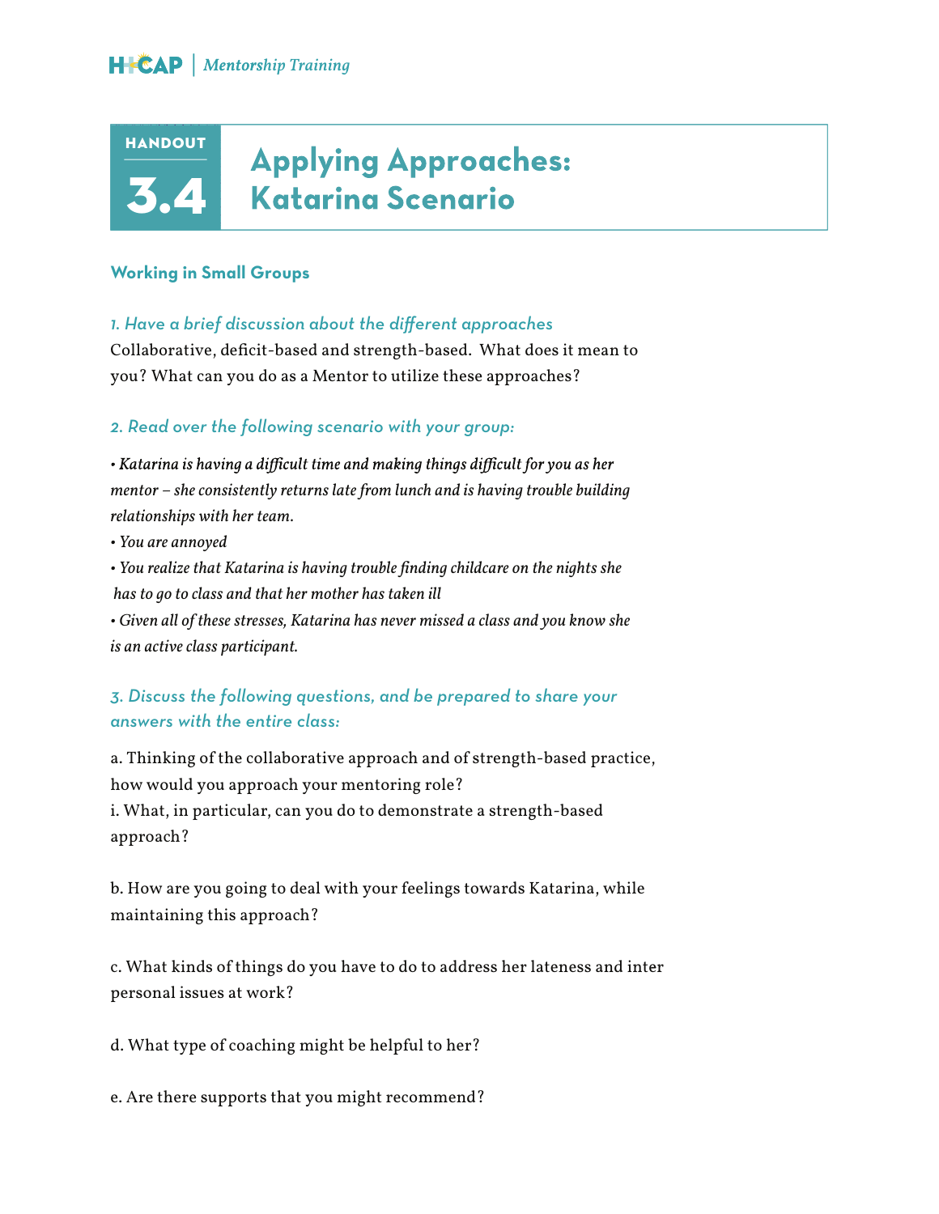# HANDOUT 3.4 Applying Approaches: Katarina Scenario

## Working in Small Groups

### *1. Have a brief discussion about the different approaches*

Collaborative, deficit-based and strength-based. What does it mean to you? What can you do as a Mentor to utilize these approaches?

### *2. Read over the following scenario with your group:*

- *Katarina is having a difficult time and making things difficult for you as her mentor – she consistently returns late from lunch and is having trouble building relationships with her team.*
- *You are annoyed*
- *You realize that Katarina is having trouble finding childcare on the nights she has to go to class and that her mother has taken ill*
- *Given all of these stresses, Katarina has never missed a class and you know she is an active class participant.*

### *3. Discuss the following questions, and be prepared to share your answers with the entire class:*

a. Thinking of the collaborative approach and of strength-based practice, how would you approach your mentoring role?
i. What, in particular, can you do to demonstrate a strength-based approach?

b. How are you going to deal with your feelings towards Katarina, while maintaining this approach?

c. What kinds of things do you have to do to address her lateness and inter personal issues at work?

d. What type of coaching might be helpful to her?

e. Are there supports that you might recommend?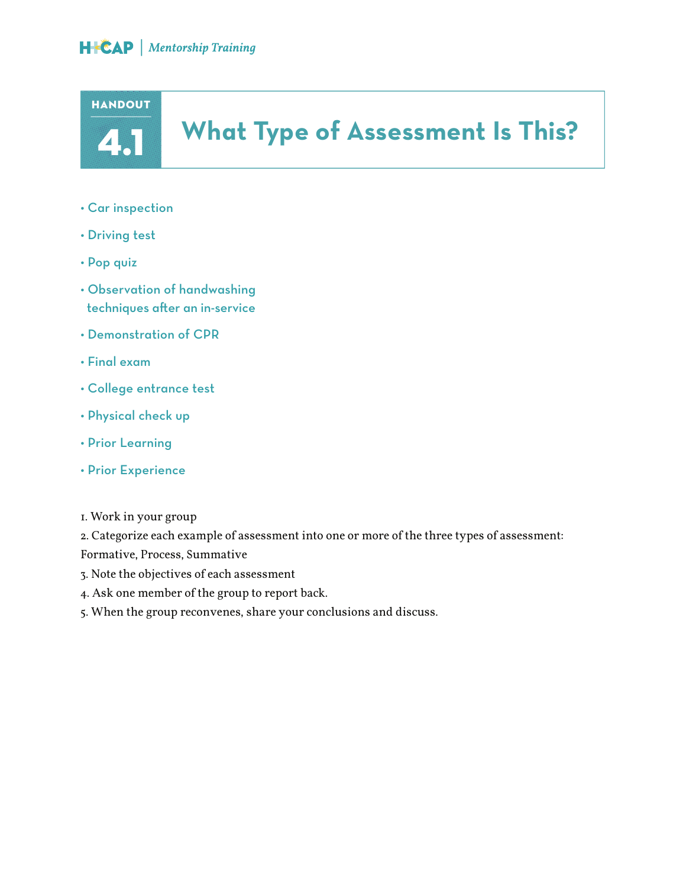# HANDOUT 4.1 What Type of Assessment Is This?

- Car inspection
- Driving test
- Pop quiz
- Observation of handwashing techniques after an in-service
- Demonstration of CPR
- Final exam
- College entrance test
- Physical check up
- Prior Learning
- Prior Experience

1. Work in your group
2. Categorize each example of assessment into one or more of the three types of assessment: Formative, Process, Summative
3. Note the objectives of each assessment
4. Ask one member of the group to report back.
5. When the group reconvenes, share your conclusions and discuss.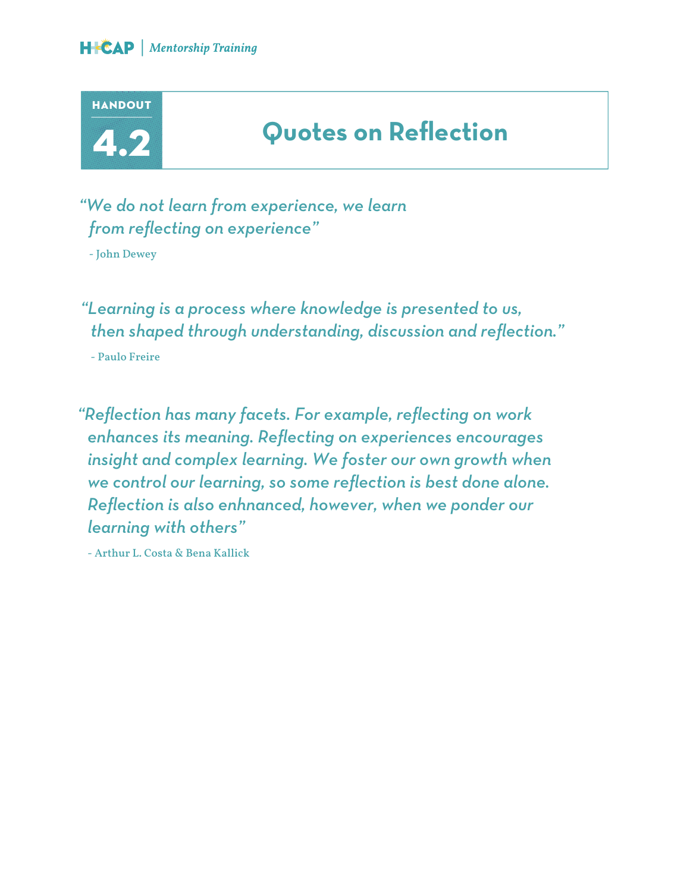# HANDOUT 4.2 Quotes on Reflection

*"We do not learn from experience, we learn from reflecting on experience"*

- John Dewey

*"Learning is a process where knowledge is presented to us, then shaped through understanding, discussion and reflection."*

- Paulo Freire

*"Reflection has many facets. For example, reflecting on work enhances its meaning. Reflecting on experiences encourages insight and complex learning. We foster our own growth when we control our learning, so some reflection is best done alone. Reflection is also enhnanced, however, when we ponder our learning with others"*

- Arthur L. Costa & Bena Kallick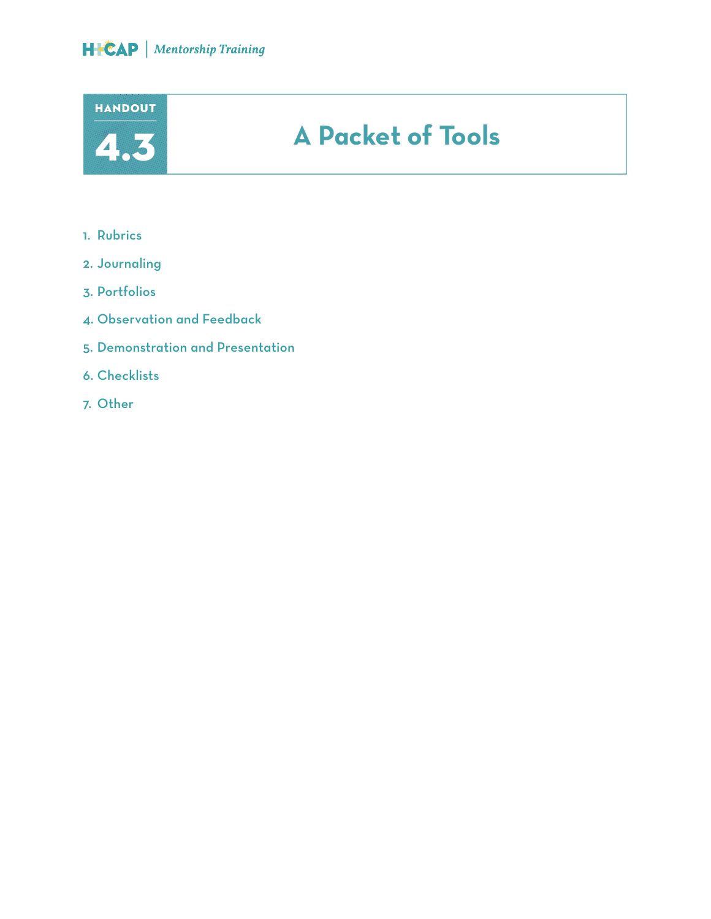# HANDOUT 4.3 A Packet of Tools

1. Rubrics
2. Journaling
3. Portfolios
4. Observation and Feedback
5. Demonstration and Presentation
6. Checklists
7. Other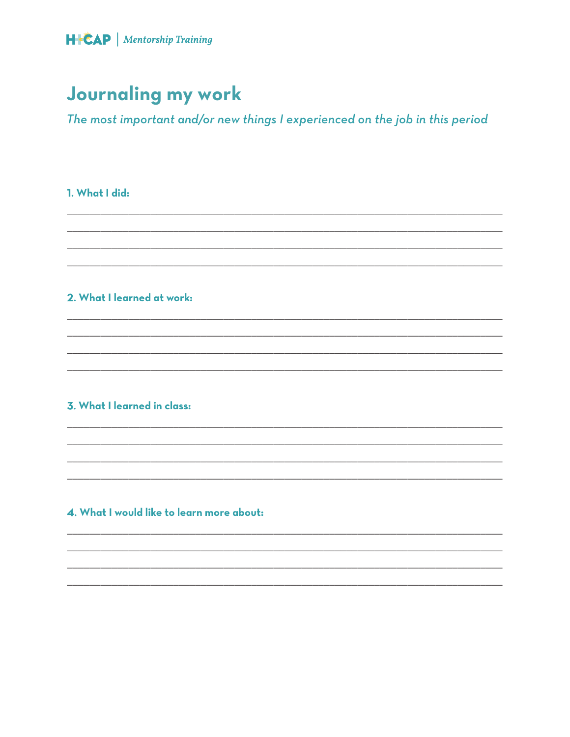# Journaling my work

*The most important and/or new things I experienced on the job in this period*

**1. What I did:**

___________________________________________________________________________

___________________________________________________________________________

___________________________________________________________________________

___________________________________________________________________________

**2. What I learned at work:**

___________________________________________________________________________

___________________________________________________________________________

___________________________________________________________________________

___________________________________________________________________________

**3. What I learned in class:**

___________________________________________________________________________

___________________________________________________________________________

___________________________________________________________________________

___________________________________________________________________________

**4. What I would like to learn more about:**

___________________________________________________________________________

___________________________________________________________________________

___________________________________________________________________________

___________________________________________________________________________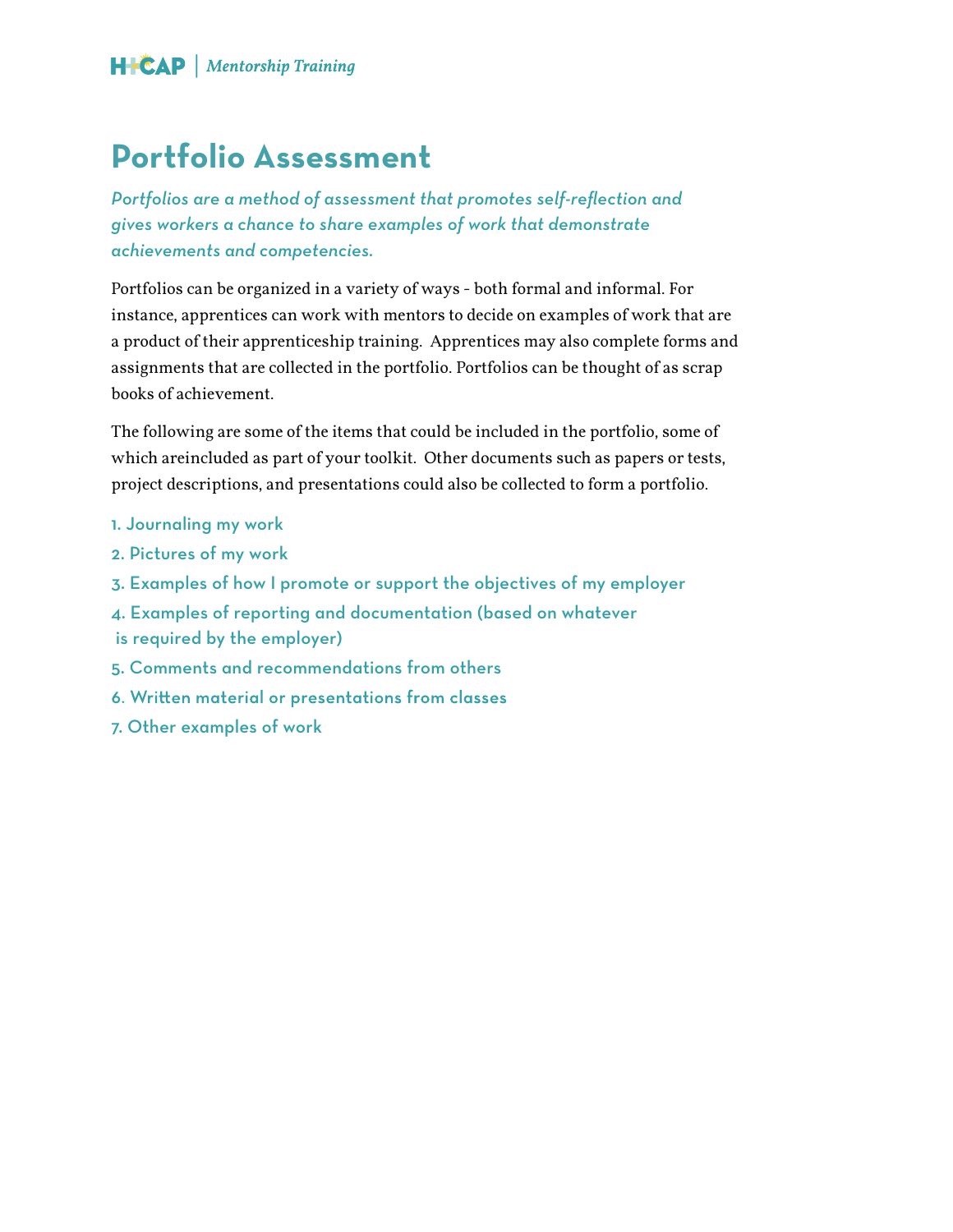# Portfolio Assessment

*Portfolios are a method of assessment that promotes self-reflection and gives workers a chance to share examples of work that demonstrate achievements and competencies.*

Portfolios can be organized in a variety of ways - both formal and informal. For instance, apprentices can work with mentors to decide on examples of work that are a product of their apprenticeship training. Apprentices may also complete forms and assignments that are collected in the portfolio. Portfolios can be thought of as scrap books of achievement.

The following are some of the items that could be included in the portfolio, some of which areincluded as part of your toolkit. Other documents such as papers or tests, project descriptions, and presentations could also be collected to form a portfolio.

1. Journaling my work
2. Pictures of my work
3. Examples of how I promote or support the objectives of my employer
4. Examples of reporting and documentation (based on whatever is required by the employer)
5. Comments and recommendations from others
6. Written material or presentations from classes
7. Other examples of work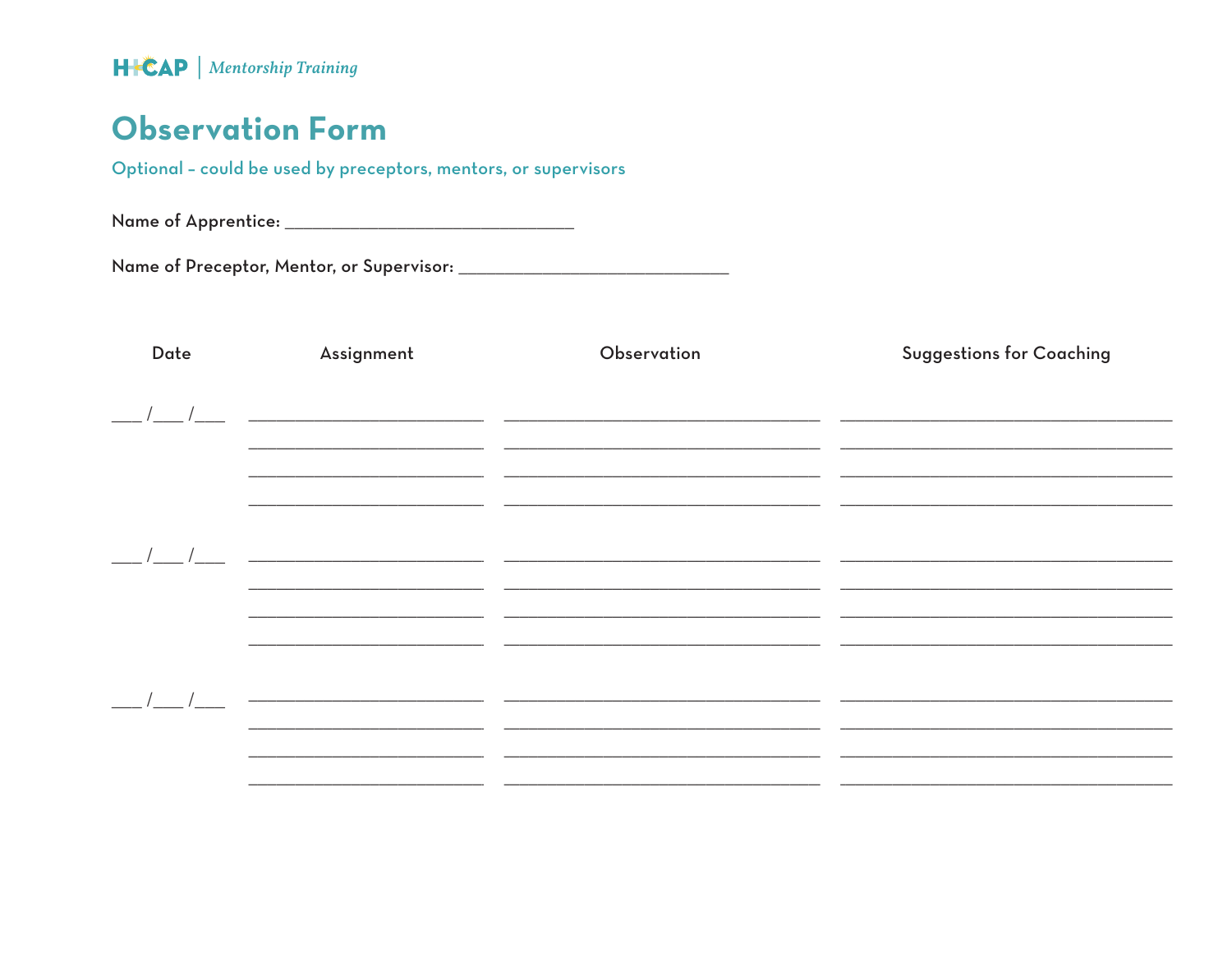HCAP | *Mentorship Training*

# Observation Form

Optional – could be used by preceptors, mentors, or supervisors

Name of Apprentice: ______________________________

Name of Preceptor, Mentor, or Supervisor: ____________________________

| Date | Assignment | Observation | Suggestions for Coaching |
|---|---|---|---|
| ___ /___ /___ | ________________________ | ________________________________ | ________________________________ |
| | ________________________ | ________________________________ | ________________________________ |
| | ________________________ | ________________________________ | ________________________________ |
| | ________________________ | ________________________________ | ________________________________ |
| ___ /___ /___ | ________________________ | ________________________________ | ________________________________ |
| | ________________________ | ________________________________ | ________________________________ |
| | ________________________ | ________________________________ | ________________________________ |
| | ________________________ | ________________________________ | ________________________________ |
| ___ /___ /___ | ________________________ | ________________________________ | ________________________________ |
| | ________________________ | ________________________________ | ________________________________ |
| | ________________________ | ________________________________ | ________________________________ |
| | ________________________ | ________________________________ | ________________________________ |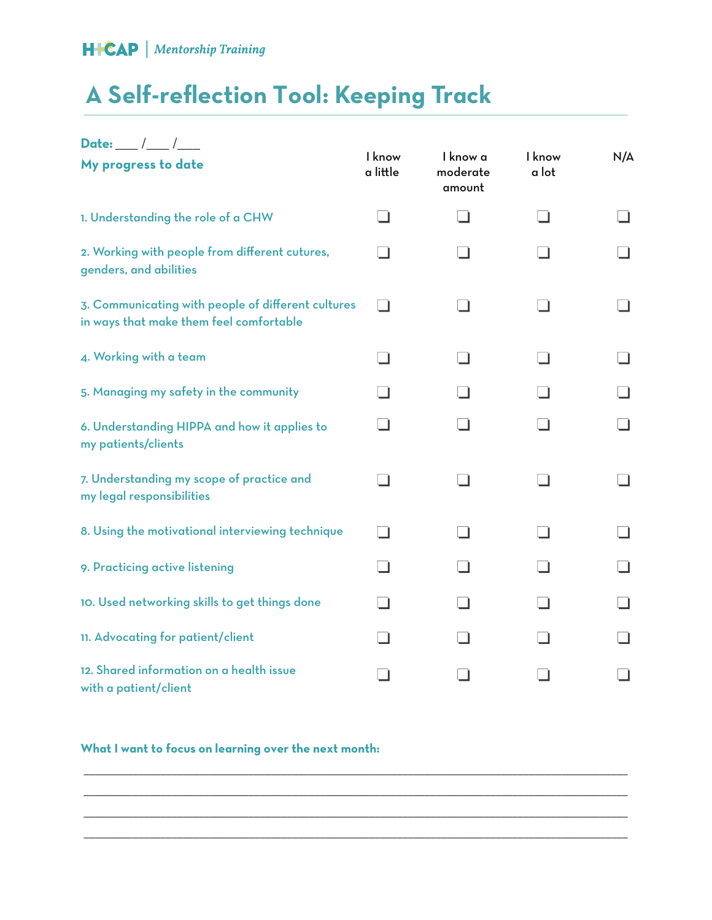HICAP | *Mentorship Training*

# A Self-reflection Tool: Keeping Track

**Date:** ___ /___ /___

| **My progress to date** | I know a little | I know a moderate amount | I know a lot | N/A |
|---|---|---|---|---|
| 1. Understanding the role of a CHW | ❑ | ❑ | ❑ | ❑ |
| 2. Working with people from different cutures, genders, and abilities | ❑ | ❑ | ❑ | ❑ |
| 3. Communicating with people of different cultures in ways that make them feel comfortable | ❑ | ❑ | ❑ | ❑ |
| 4. Working with a team | ❑ | ❑ | ❑ | ❑ |
| 5. Managing my safety in the community | ❑ | ❑ | ❑ | ❑ |
| 6. Understanding HIPPA and how it applies to my patients/clients | ❑ | ❑ | ❑ | ❑ |
| 7. Understanding my scope of practice and my legal responsibilities | ❑ | ❑ | ❑ | ❑ |
| 8. Using the motivational interviewing technique | ❑ | ❑ | ❑ | ❑ |
| 9. Practicing active listening | ❑ | ❑ | ❑ | ❑ |
| 10. Used networking skills to get things done | ❑ | ❑ | ❑ | ❑ |
| 11. Advocating for patient/client | ❑ | ❑ | ❑ | ❑ |
| 12. Shared information on a health issue with a patient/client | ❑ | ❑ | ❑ | ❑ |

**What I want to focus on learning over the next month:**

______________________________________________________________________________

______________________________________________________________________________

______________________________________________________________________________

______________________________________________________________________________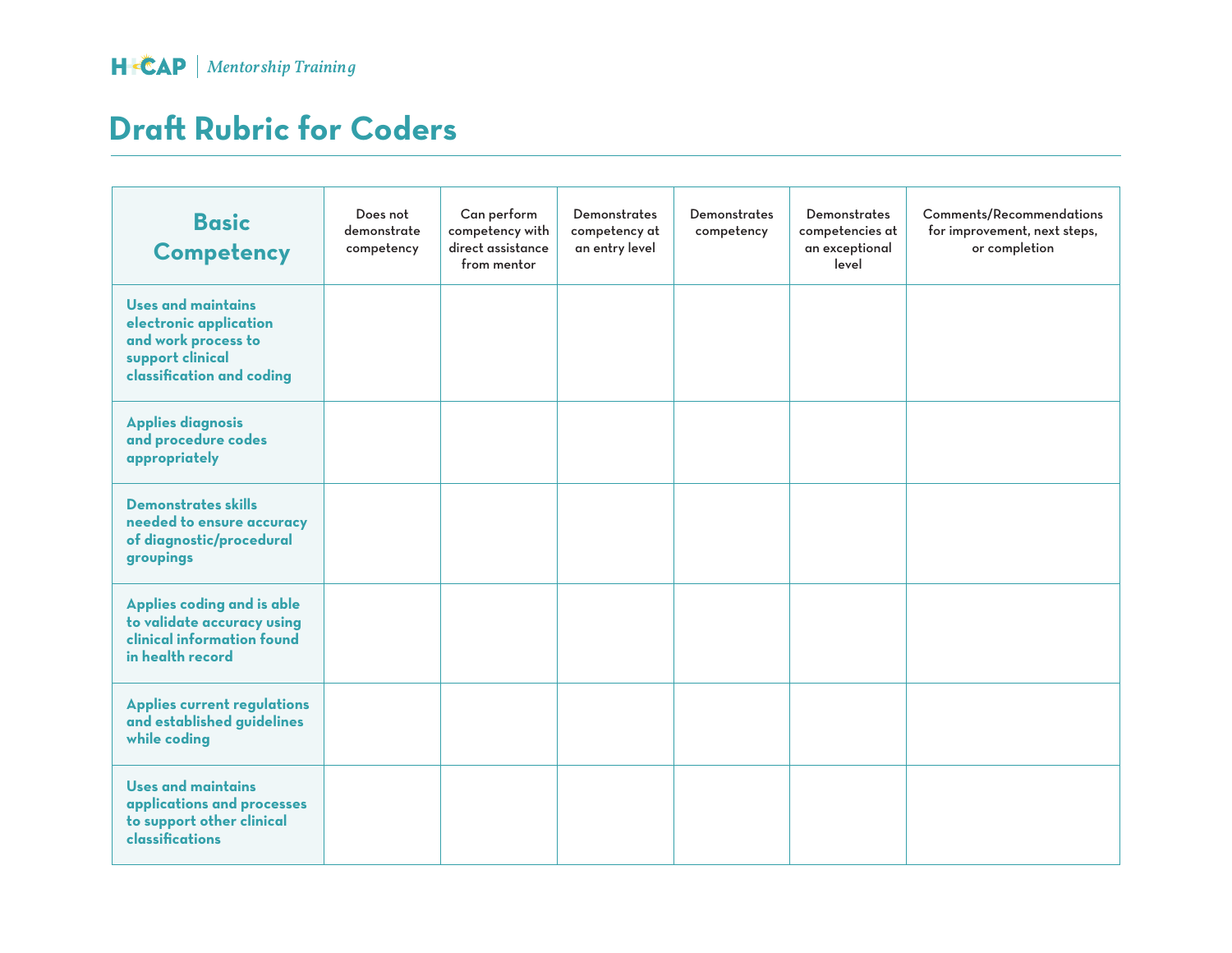# Draft Rubric for Coders

| Basic Competency | Does not demonstrate competency | Can perform competency with direct assistance from mentor | Demonstrates competency at an entry level | Demonstrates competency | Demonstrates competencies at an exceptional level | Comments/Recommendations for improvement, next steps, or completion |
|---|---|---|---|---|---|---|
| **Uses and maintains electronic application and work process to support clinical classification and coding** | | | | | | |
| **Applies diagnosis and procedure codes appropriately** | | | | | | |
| **Demonstrates skills needed to ensure accuracy of diagnostic/procedural groupings** | | | | | | |
| **Applies coding and is able to validate accuracy using clinical information found in health record** | | | | | | |
| **Applies current regulations and established guidelines while coding** | | | | | | |
| **Uses and maintains applications and processes to support other clinical classifications** | | | | | | |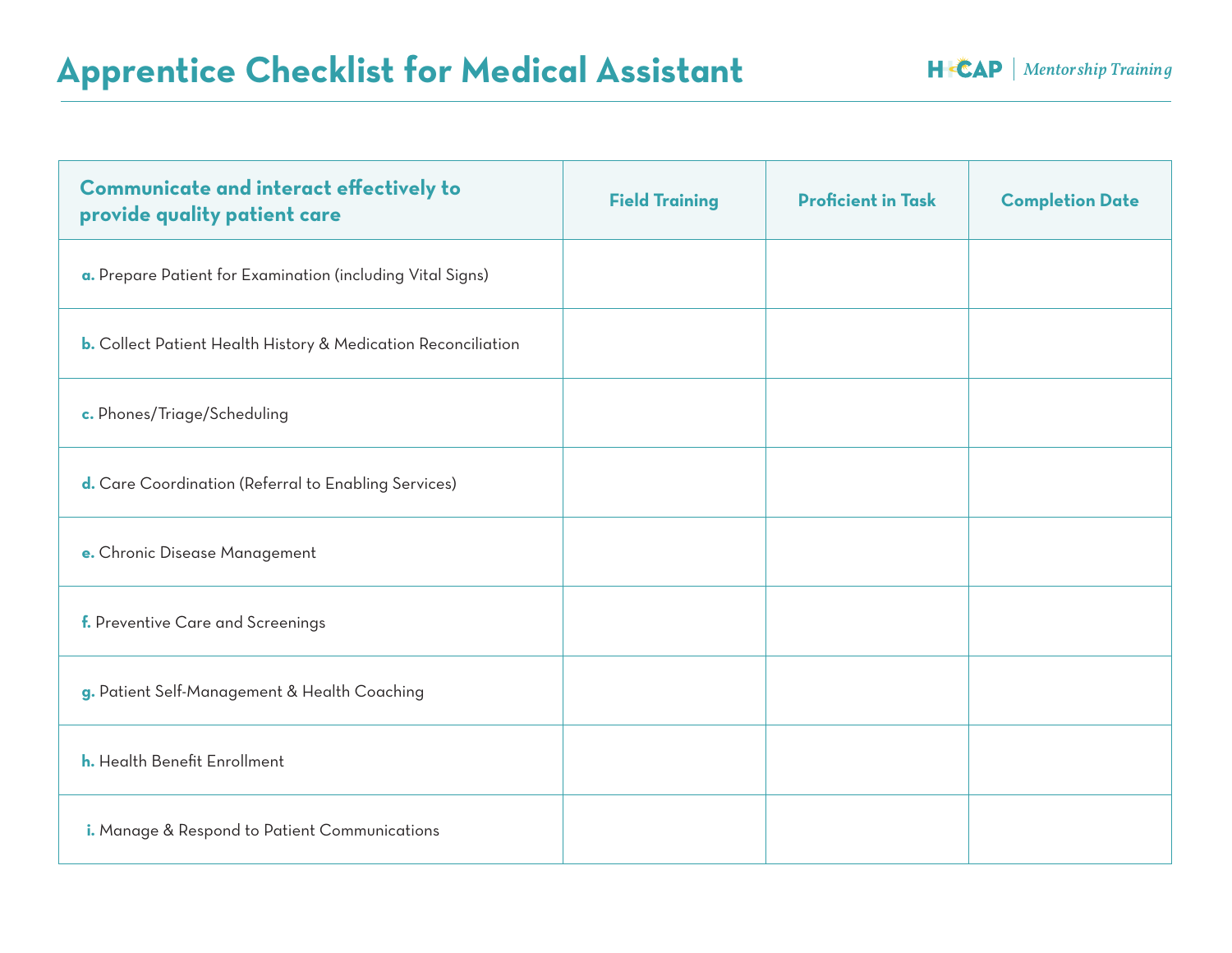# Apprentice Checklist for Medical Assistant

HCAP | *Mentorship Training*

| Communicate and interact effectively to provide quality patient care | Field Training | Proficient in Task | Completion Date |
|---|---|---|---|
| **a.** Prepare Patient for Examination (including Vital Signs) | | | |
| **b.** Collect Patient Health History & Medication Reconciliation | | | |
| **c.** Phones/Triage/Scheduling | | | |
| **d.** Care Coordination (Referral to Enabling Services) | | | |
| **e.** Chronic Disease Management | | | |
| **f.** Preventive Care and Screenings | | | |
| **g.** Patient Self-Management & Health Coaching | | | |
| **h.** Health Benefit Enrollment | | | |
| **i.** Manage & Respond to Patient Communications | | | |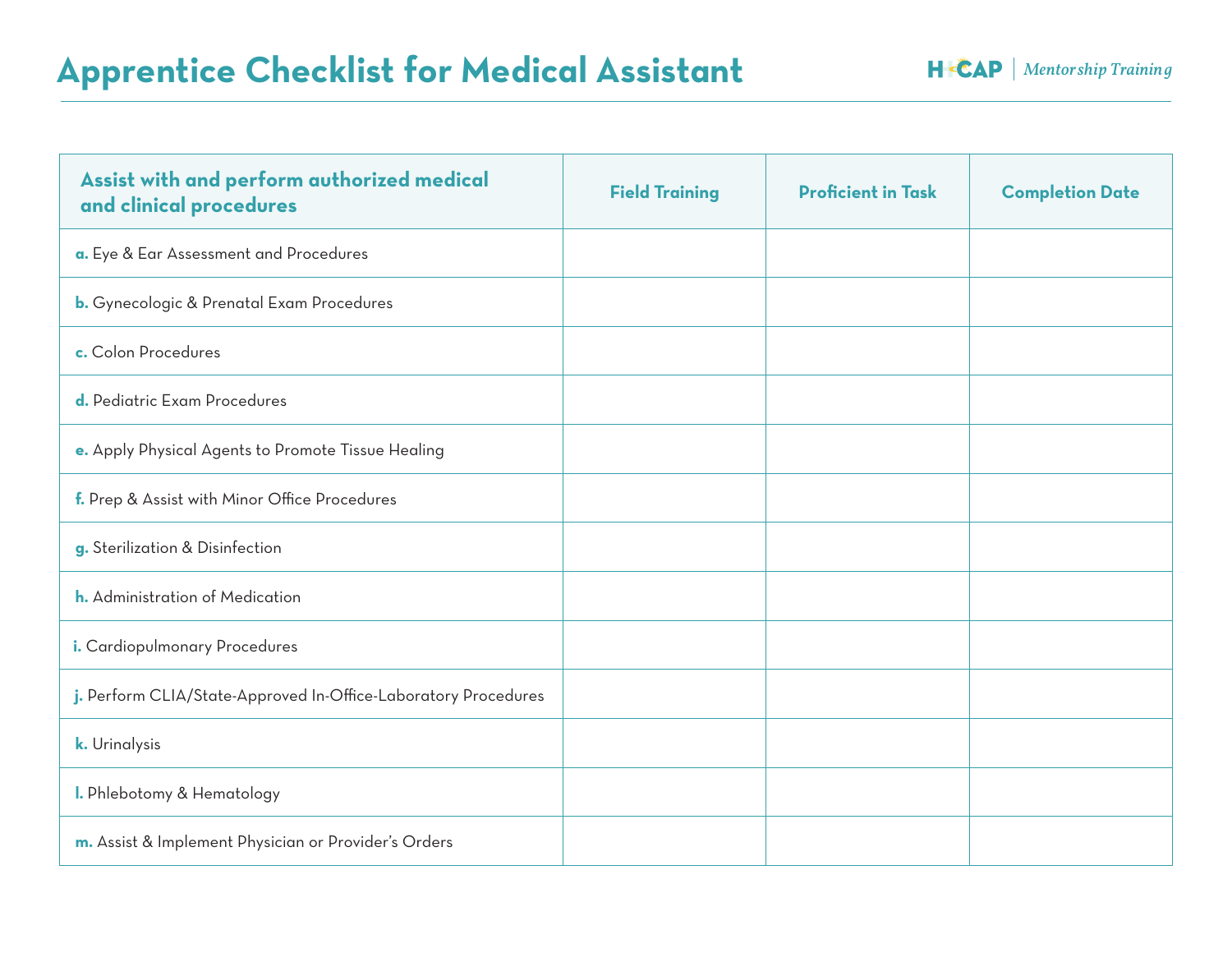# Apprentice Checklist for Medical Assistant

HCAP | *Mentorship Training*

| Assist with and perform authorized medical and clinical procedures | Field Training | Proficient in Task | Completion Date |
|---|---|---|---|
| **a.** Eye & Ear Assessment and Procedures | | | |
| **b.** Gynecologic & Prenatal Exam Procedures | | | |
| **c.** Colon Procedures | | | |
| **d.** Pediatric Exam Procedures | | | |
| **e.** Apply Physical Agents to Promote Tissue Healing | | | |
| **f.** Prep & Assist with Minor Office Procedures | | | |
| **g.** Sterilization & Disinfection | | | |
| **h.** Administration of Medication | | | |
| **i.** Cardiopulmonary Procedures | | | |
| **j.** Perform CLIA/State-Approved In-Office-Laboratory Procedures | | | |
| **k.** Urinalysis | | | |
| **l.** Phlebotomy & Hematology | | | |
| **m.** Assist & Implement Physician or Provider's Orders | | | |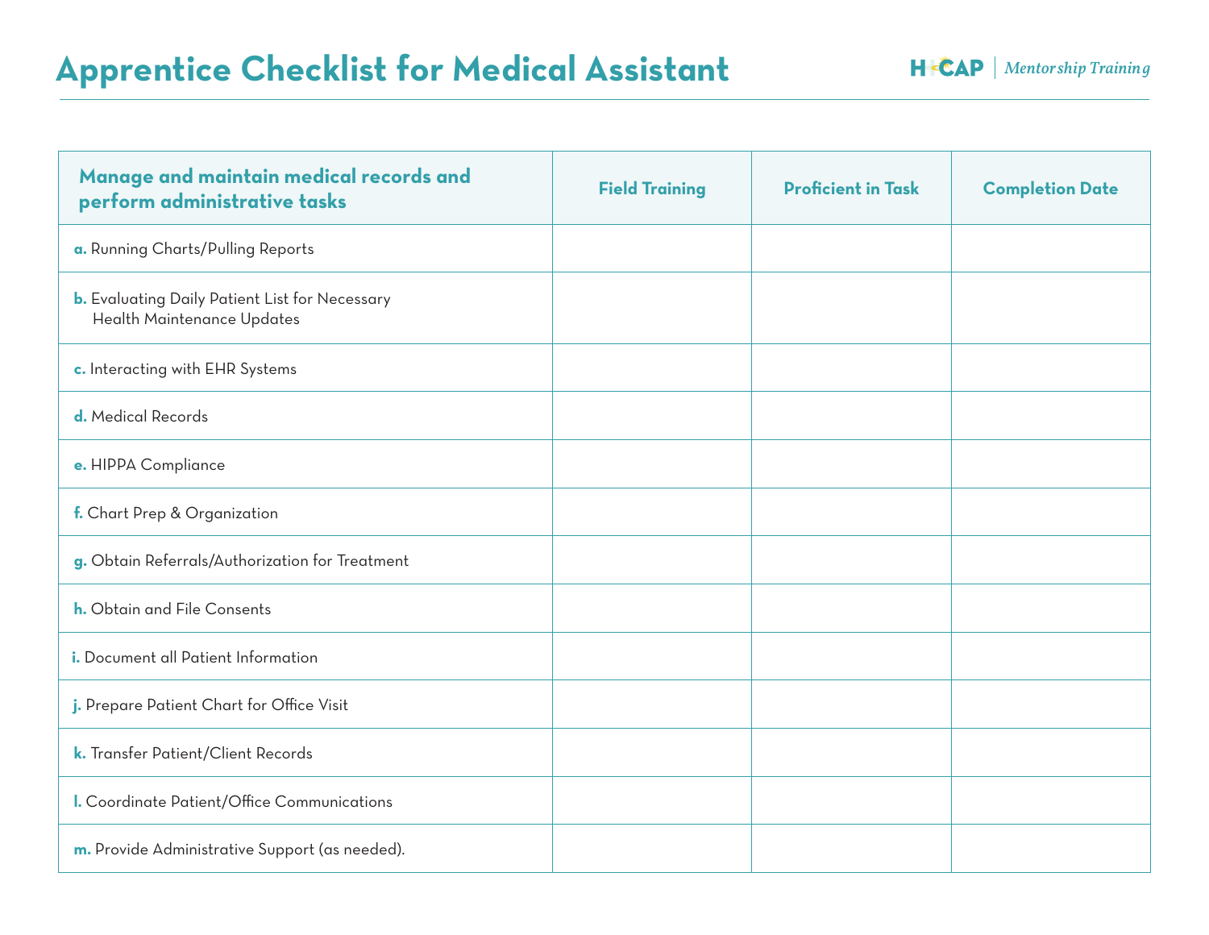# Apprentice Checklist for Medical Assistant

HCAP | *Mentorship Training*

| Manage and maintain medical records and perform administrative tasks | Field Training | Proficient in Task | Completion Date |
|---|---|---|---|
| **a.** Running Charts/Pulling Reports | | | |
| **b.** Evaluating Daily Patient List for Necessary Health Maintenance Updates | | | |
| **c.** Interacting with EHR Systems | | | |
| **d.** Medical Records | | | |
| **e.** HIPPA Compliance | | | |
| **f.** Chart Prep & Organization | | | |
| **g.** Obtain Referrals/Authorization for Treatment | | | |
| **h.** Obtain and File Consents | | | |
| **i.** Document all Patient Information | | | |
| **j.** Prepare Patient Chart for Office Visit | | | |
| **k.** Transfer Patient/Client Records | | | |
| **l.** Coordinate Patient/Office Communications | | | |
| **m.** Provide Administrative Support (as needed). | | | |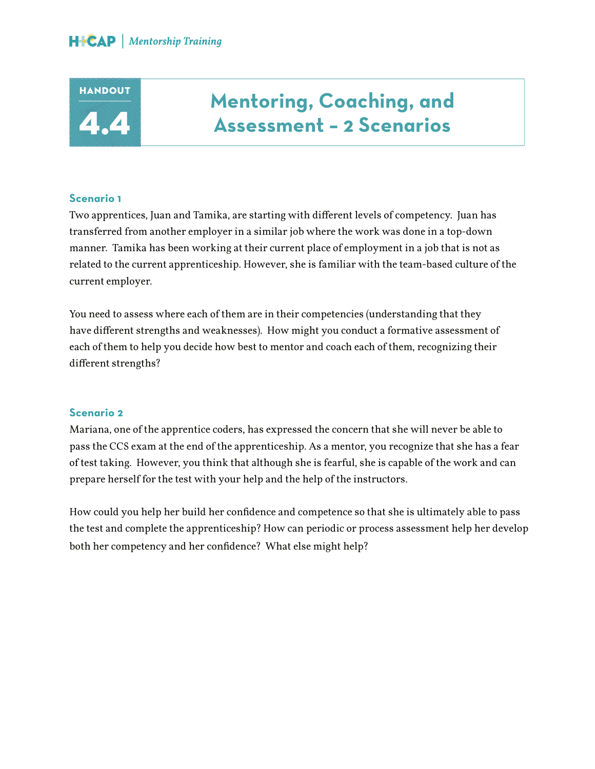# HANDOUT 4.4

## Mentoring, Coaching, and Assessment – 2 Scenarios

### Scenario 1

Two apprentices, Juan and Tamika, are starting with different levels of competency. Juan has transferred from another employer in a similar job where the work was done in a top-down manner. Tamika has been working at their current place of employment in a job that is not as related to the current apprenticeship. However, she is familiar with the team-based culture of the current employer.

You need to assess where each of them are in their competencies (understanding that they have different strengths and weaknesses). How might you conduct a formative assessment of each of them to help you decide how best to mentor and coach each of them, recognizing their different strengths?

### Scenario 2

Mariana, one of the apprentice coders, has expressed the concern that she will never be able to pass the CCS exam at the end of the apprenticeship. As a mentor, you recognize that she has a fear of test taking. However, you think that although she is fearful, she is capable of the work and can prepare herself for the test with your help and the help of the instructors.

How could you help her build her confidence and competence so that she is ultimately able to pass the test and complete the apprenticeship? How can periodic or process assessment help her develop both her competency and her confidence? What else might help?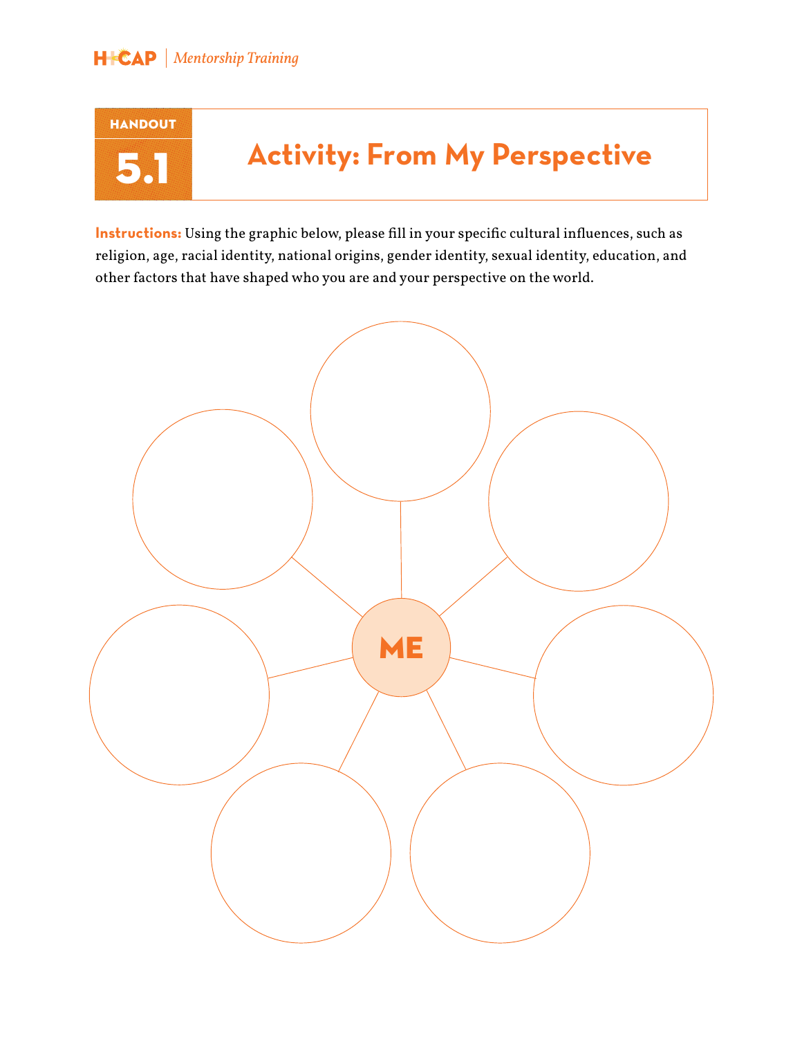**HANDOUT 5.1**

# Activity: From My Perspective

**Instructions:** Using the graphic below, please fill in your specific cultural influences, such as religion, age, racial identity, national origins, gender identity, sexual identity, education, and other factors that have shaped who you are and your perspective on the world.

ME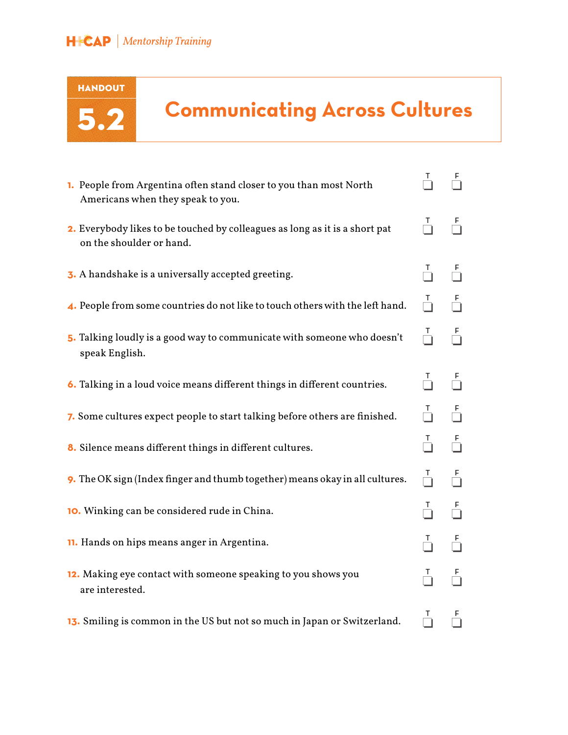# HANDOUT 5.2

# Communicating Across Cultures

| # | Statement | T | F |
|---|---|---|---|
| 1. | People from Argentina often stand closer to you than most North Americans when they speak to you. | ☐ | ☐ |
| 2. | Everybody likes to be touched by colleagues as long as it is a short pat on the shoulder or hand. | ☐ | ☐ |
| 3. | A handshake is a universally accepted greeting. | ☐ | ☐ |
| 4. | People from some countries do not like to touch others with the left hand. | ☐ | ☐ |
| 5. | Talking loudly is a good way to communicate with someone who doesn't speak English. | ☐ | ☐ |
| 6. | Talking in a loud voice means different things in different countries. | ☐ | ☐ |
| 7. | Some cultures expect people to start talking before others are finished. | ☐ | ☐ |
| 8. | Silence means different things in different cultures. | ☐ | ☐ |
| 9. | The OK sign (Index finger and thumb together) means okay in all cultures. | ☐ | ☐ |
| 10. | Winking can be considered rude in China. | ☐ | ☐ |
| 11. | Hands on hips means anger in Argentina. | ☐ | ☐ |
| 12. | Making eye contact with someone speaking to you shows you are interested. | ☐ | ☐ |
| 13. | Smiling is common in the US but not so much in Japan or Switzerland. | ☐ | ☐ |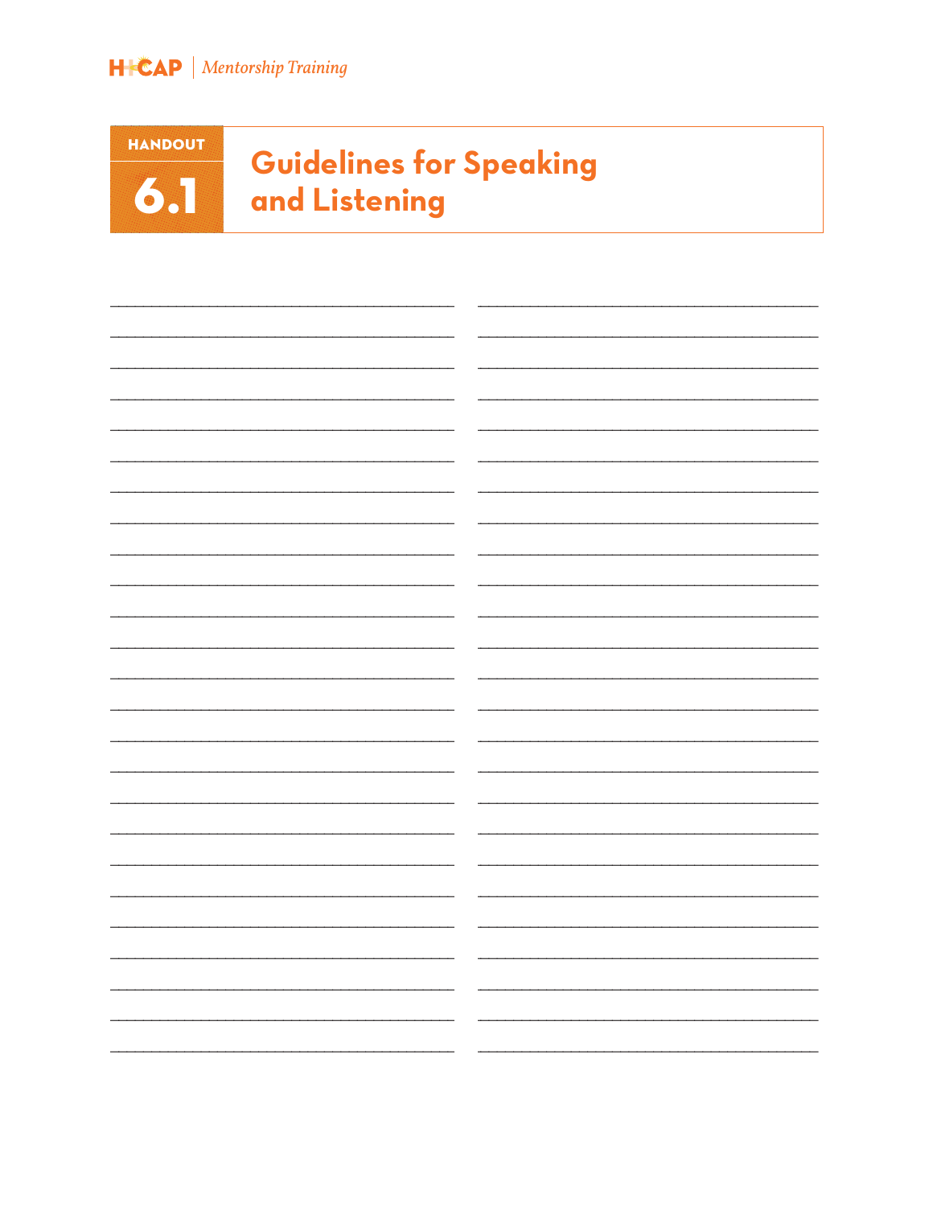# HANDOUT 6.1

# Guidelines for Speaking and Listening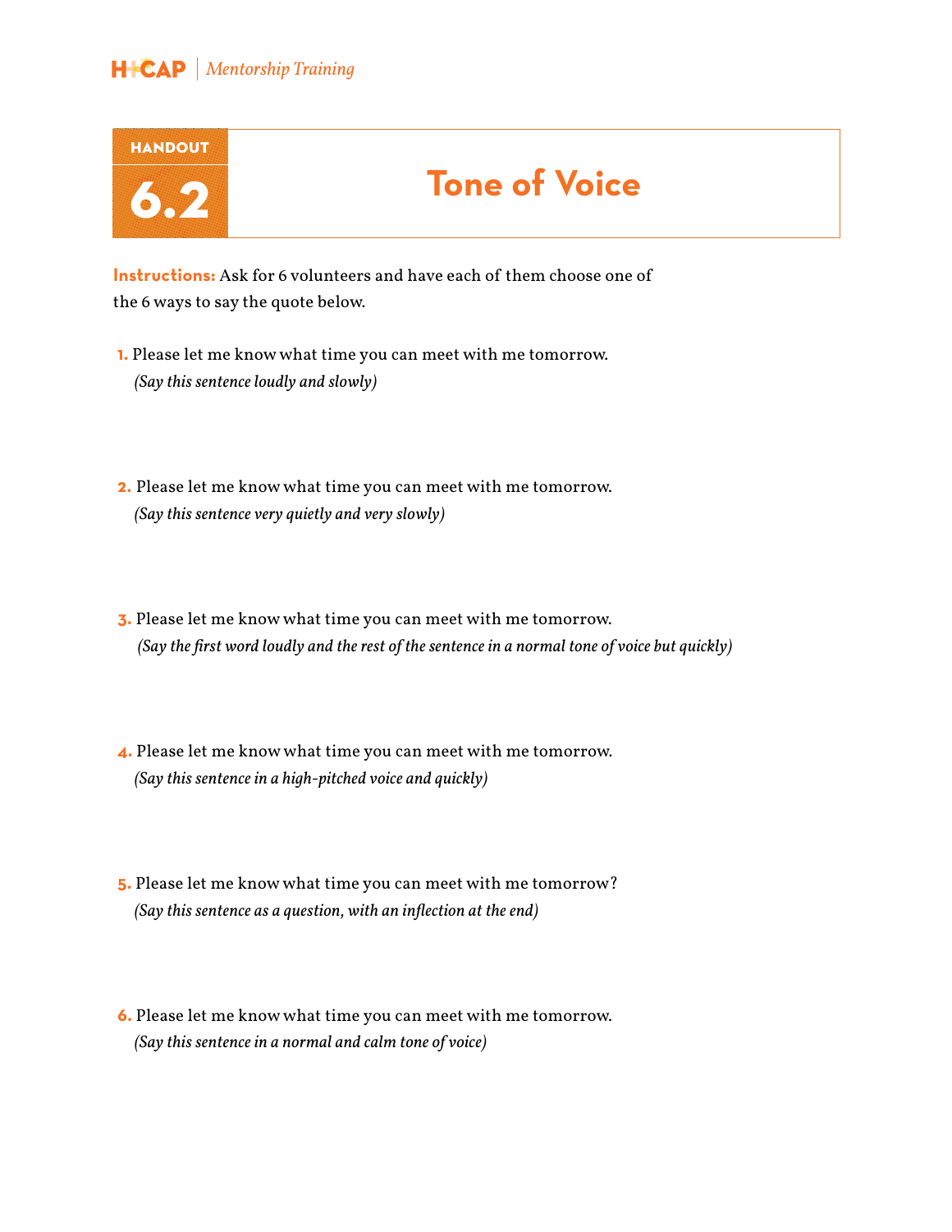# Handout 6.2

## Tone of Voice

**Instructions:** Ask for 6 volunteers and have each of them choose one of the 6 ways to say the quote below.

1. Please let me know what time you can meet with me tomorrow.
   *(Say this sentence loudly and slowly)*

2. Please let me know what time you can meet with me tomorrow.
   *(Say this sentence very quietly and very slowly)*

3. Please let me know what time you can meet with me tomorrow.
   *(Say the first word loudly and the rest of the sentence in a normal tone of voice but quickly)*

4. Please let me know what time you can meet with me tomorrow.
   *(Say this sentence in a high-pitched voice and quickly)*

5. Please let me know what time you can meet with me tomorrow?
   *(Say this sentence as a question, with an inflection at the end)*

6. Please let me know what time you can meet with me tomorrow.
   *(Say this sentence in a normal and calm tone of voice)*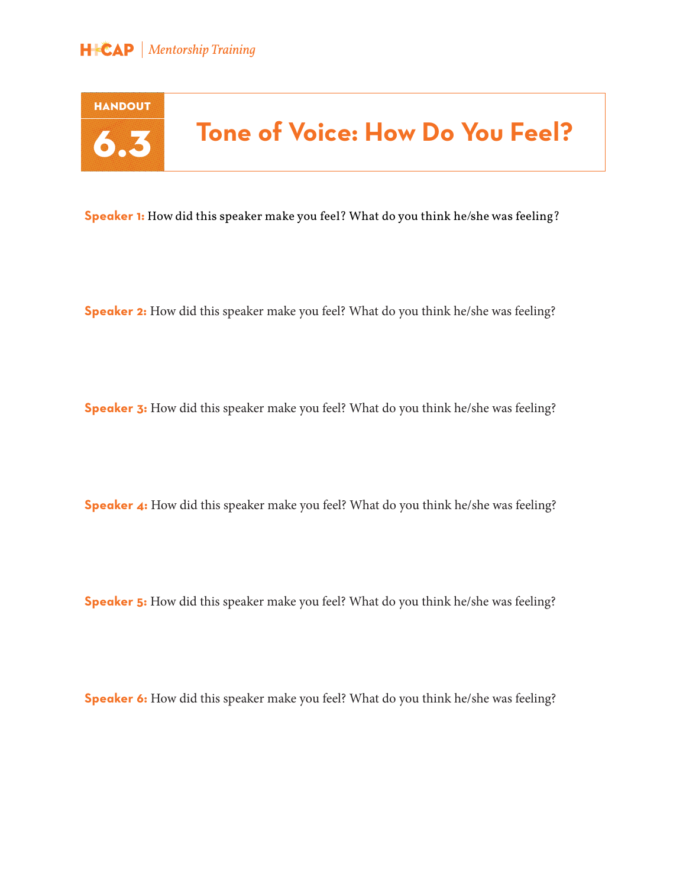# HANDOUT 6.3 Tone of Voice: How Do You Feel?

**Speaker 1:** How did this speaker make you feel? What do you think he/she was feeling?

**Speaker 2:** How did this speaker make you feel? What do you think he/she was feeling?

**Speaker 3:** How did this speaker make you feel? What do you think he/she was feeling?

**Speaker 4:** How did this speaker make you feel? What do you think he/she was feeling?

**Speaker 5:** How did this speaker make you feel? What do you think he/she was feeling?

**Speaker 6:** How did this speaker make you feel? What do you think he/she was feeling?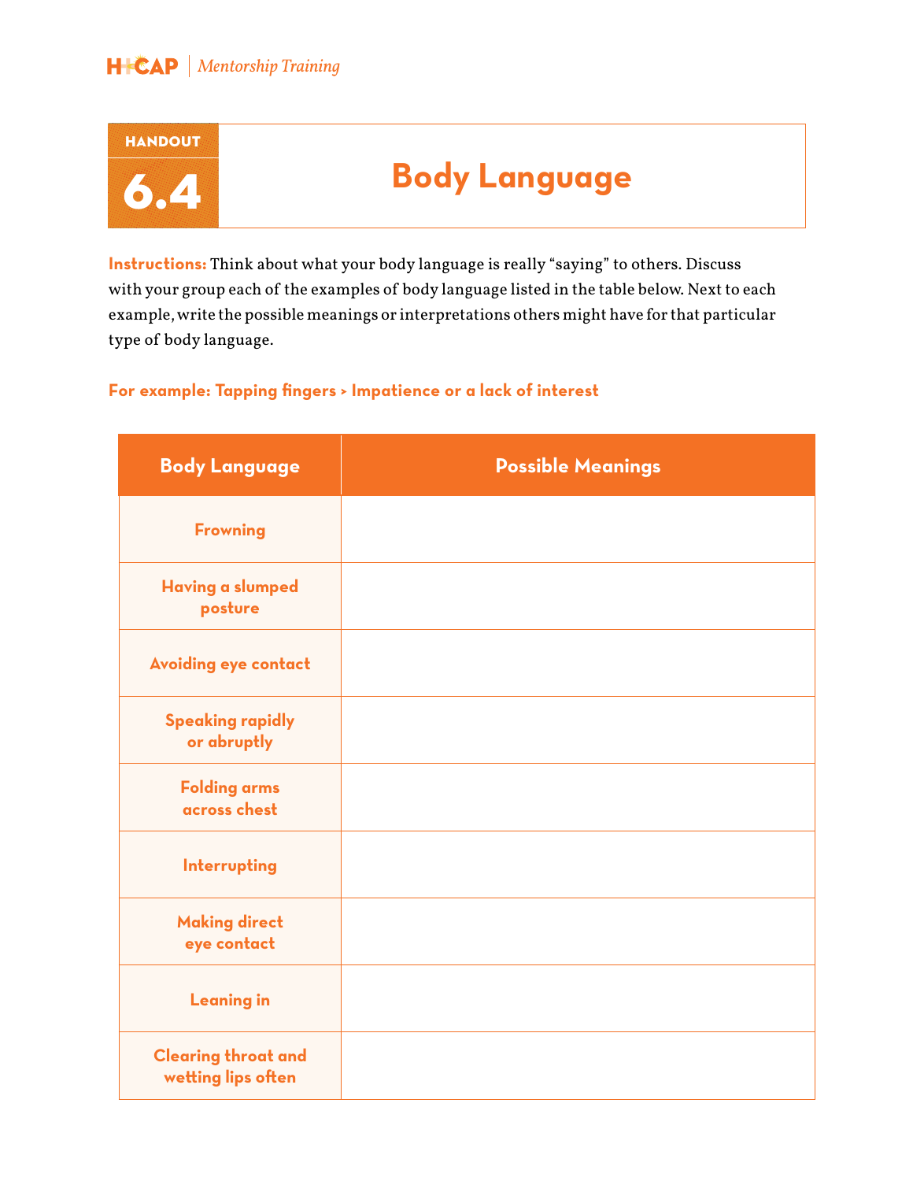# HANDOUT 6.4 Body Language

**Instructions:** Think about what your body language is really "saying" to others. Discuss with your group each of the examples of body language listed in the table below. Next to each example, write the possible meanings or interpretations others might have for that particular type of body language.

**For example: Tapping fingers > Impatience or a lack of interest**

| Body Language | Possible Meanings |
|---|---|
| Frowning | |
| Having a slumped posture | |
| Avoiding eye contact | |
| Speaking rapidly or abruptly | |
| Folding arms across chest | |
| Interrupting | |
| Making direct eye contact | |
| Leaning in | |
| Clearing throat and wetting lips often | |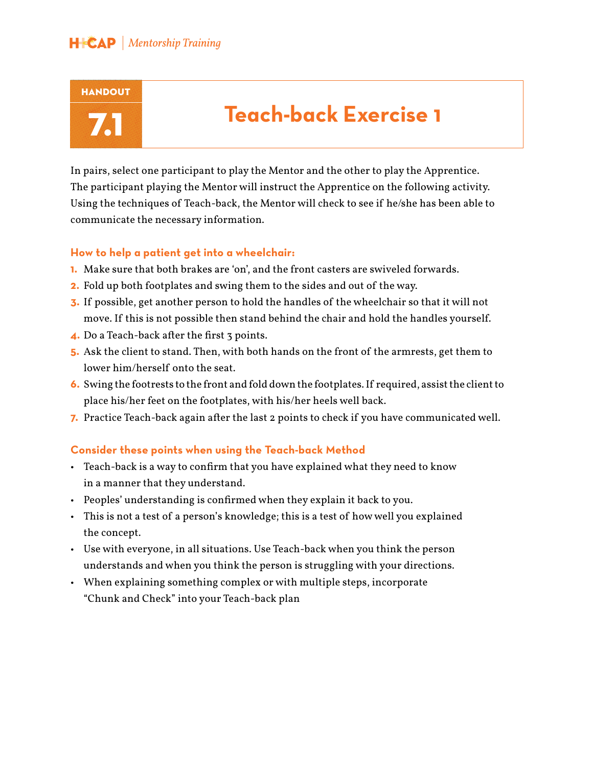**HANDOUT 7.1**

# Teach-back Exercise 1

In pairs, select one participant to play the Mentor and the other to play the Apprentice. The participant playing the Mentor will instruct the Apprentice on the following activity. Using the techniques of Teach-back, the Mentor will check to see if he/she has been able to communicate the necessary information.

### How to help a patient get into a wheelchair:

1. Make sure that both brakes are 'on', and the front casters are swiveled forwards.
2. Fold up both footplates and swing them to the sides and out of the way.
3. If possible, get another person to hold the handles of the wheelchair so that it will not move. If this is not possible then stand behind the chair and hold the handles yourself.
4. Do a Teach-back after the first 3 points.
5. Ask the client to stand. Then, with both hands on the front of the armrests, get them to lower him/herself onto the seat.
6. Swing the footrests to the front and fold down the footplates. If required, assist the client to place his/her feet on the footplates, with his/her heels well back.
7. Practice Teach-back again after the last 2 points to check if you have communicated well.

### Consider these points when using the Teach-back Method

- Teach-back is a way to confirm that you have explained what they need to know in a manner that they understand.
- Peoples' understanding is confirmed when they explain it back to you.
- This is not a test of a person's knowledge; this is a test of how well you explained the concept.
- Use with everyone, in all situations. Use Teach-back when you think the person understands and when you think the person is struggling with your directions.
- When explaining something complex or with multiple steps, incorporate "Chunk and Check" into your Teach-back plan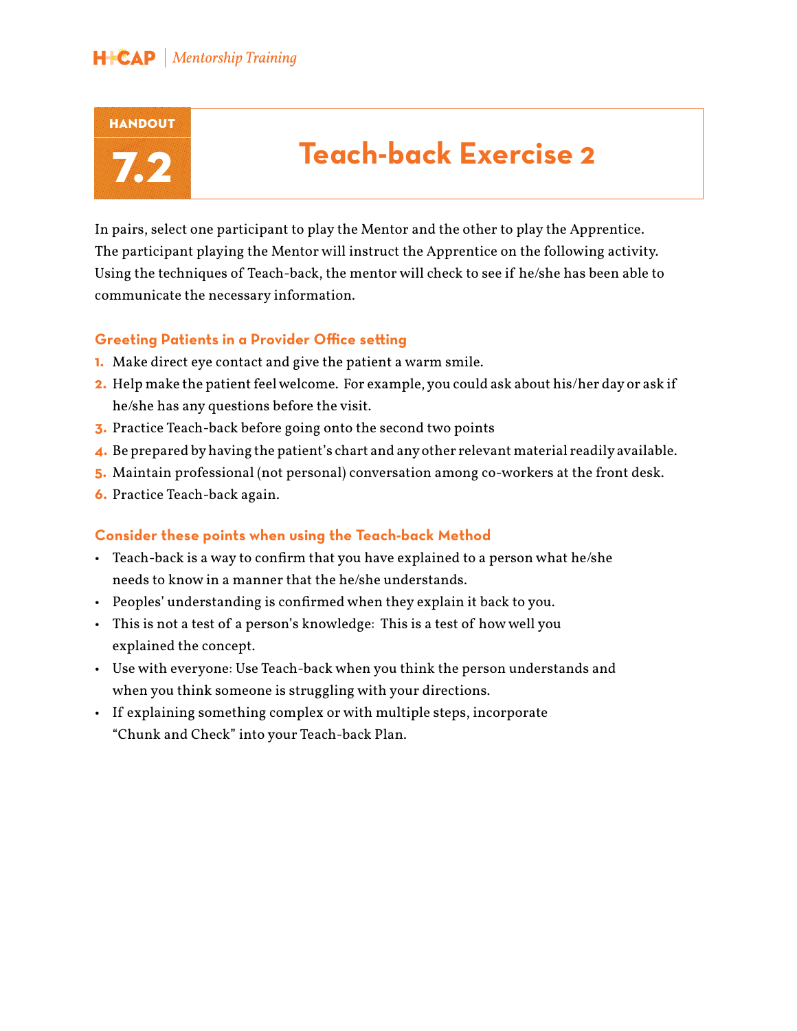# HANDOUT 7.2

# Teach-back Exercise 2

In pairs, select one participant to play the Mentor and the other to play the Apprentice. The participant playing the Mentor will instruct the Apprentice on the following activity. Using the techniques of Teach-back, the mentor will check to see if he/she has been able to communicate the necessary information.

### Greeting Patients in a Provider Office setting

1. Make direct eye contact and give the patient a warm smile.
2. Help make the patient feel welcome. For example, you could ask about his/her day or ask if he/she has any questions before the visit.
3. Practice Teach-back before going onto the second two points
4. Be prepared by having the patient's chart and any other relevant material readily available.
5. Maintain professional (not personal) conversation among co-workers at the front desk.
6. Practice Teach-back again.

### Consider these points when using the Teach-back Method

- Teach-back is a way to confirm that you have explained to a person what he/she needs to know in a manner that the he/she understands.
- Peoples' understanding is confirmed when they explain it back to you.
- This is not a test of a person's knowledge: This is a test of how well you explained the concept.
- Use with everyone: Use Teach-back when you think the person understands and when you think someone is struggling with your directions.
- If explaining something complex or with multiple steps, incorporate "Chunk and Check" into your Teach-back Plan.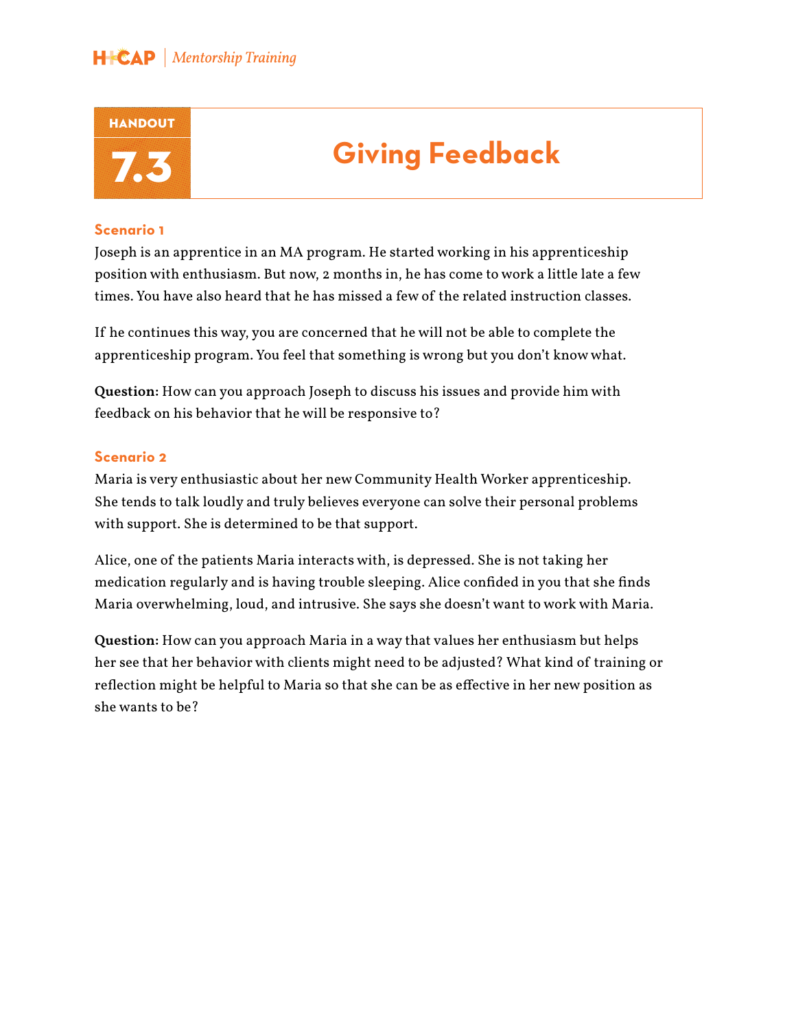# Handout 7.3

## Giving Feedback

### Scenario 1

Joseph is an apprentice in an MA program. He started working in his apprenticeship position with enthusiasm. But now, 2 months in, he has come to work a little late a few times. You have also heard that he has missed a few of the related instruction classes.

If he continues this way, you are concerned that he will not be able to complete the apprenticeship program. You feel that something is wrong but you don't know what.

**Question:** How can you approach Joseph to discuss his issues and provide him with feedback on his behavior that he will be responsive to?

### Scenario 2

Maria is very enthusiastic about her new Community Health Worker apprenticeship. She tends to talk loudly and truly believes everyone can solve their personal problems with support. She is determined to be that support.

Alice, one of the patients Maria interacts with, is depressed. She is not taking her medication regularly and is having trouble sleeping. Alice confided in you that she finds Maria overwhelming, loud, and intrusive. She says she doesn't want to work with Maria.

**Question:** How can you approach Maria in a way that values her enthusiasm but helps her see that her behavior with clients might need to be adjusted? What kind of training or reflection might be helpful to Maria so that she can be as effective in her new position as she wants to be?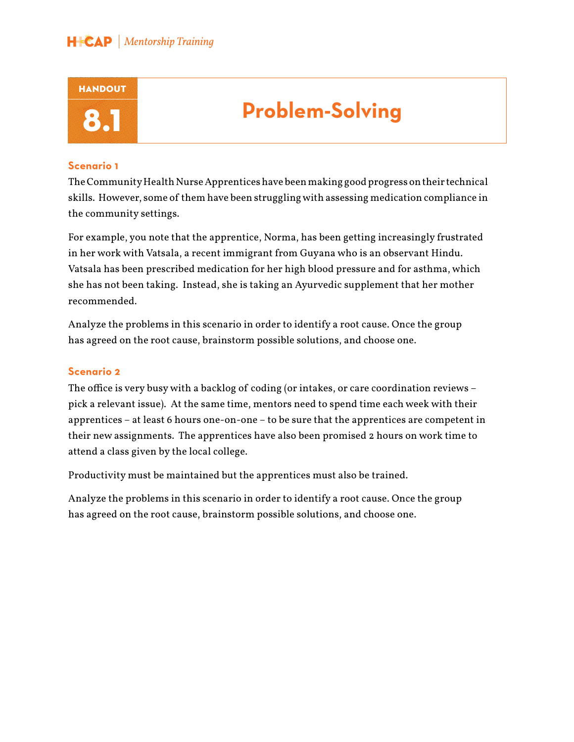# HANDOUT 8.1 Problem-Solving

### Scenario 1

The Community Health Nurse Apprentices have been making good progress on their technical skills. However, some of them have been struggling with assessing medication compliance in the community settings.

For example, you note that the apprentice, Norma, has been getting increasingly frustrated in her work with Vatsala, a recent immigrant from Guyana who is an observant Hindu. Vatsala has been prescribed medication for her high blood pressure and for asthma, which she has not been taking. Instead, she is taking an Ayurvedic supplement that her mother recommended.

Analyze the problems in this scenario in order to identify a root cause. Once the group has agreed on the root cause, brainstorm possible solutions, and choose one.

### Scenario 2

The office is very busy with a backlog of coding (or intakes, or care coordination reviews – pick a relevant issue). At the same time, mentors need to spend time each week with their apprentices – at least 6 hours one-on-one – to be sure that the apprentices are competent in their new assignments. The apprentices have also been promised 2 hours on work time to attend a class given by the local college.

Productivity must be maintained but the apprentices must also be trained.

Analyze the problems in this scenario in order to identify a root cause. Once the group has agreed on the root cause, brainstorm possible solutions, and choose one.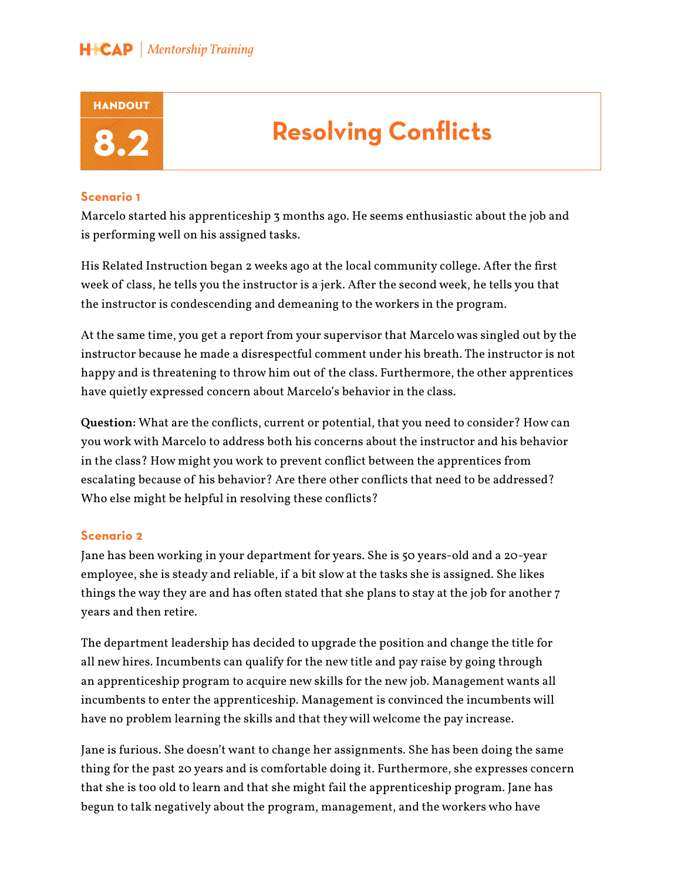# HANDOUT 8.2

# Resolving Conflicts

### Scenario 1

Marcelo started his apprenticeship 3 months ago. He seems enthusiastic about the job and is performing well on his assigned tasks.

His Related Instruction began 2 weeks ago at the local community college. After the first week of class, he tells you the instructor is a jerk. After the second week, he tells you that the instructor is condescending and demeaning to the workers in the program.

At the same time, you get a report from your supervisor that Marcelo was singled out by the instructor because he made a disrespectful comment under his breath. The instructor is not happy and is threatening to throw him out of the class. Furthermore, the other apprentices have quietly expressed concern about Marcelo's behavior in the class.

**Question:** What are the conflicts, current or potential, that you need to consider? How can you work with Marcelo to address both his concerns about the instructor and his behavior in the class? How might you work to prevent conflict between the apprentices from escalating because of his behavior? Are there other conflicts that need to be addressed? Who else might be helpful in resolving these conflicts?

### Scenario 2

Jane has been working in your department for years. She is 50 years-old and a 20-year employee, she is steady and reliable, if a bit slow at the tasks she is assigned. She likes things the way they are and has often stated that she plans to stay at the job for another 7 years and then retire.

The department leadership has decided to upgrade the position and change the title for all new hires. Incumbents can qualify for the new title and pay raise by going through an apprenticeship program to acquire new skills for the new job. Management wants all incumbents to enter the apprenticeship. Management is convinced the incumbents will have no problem learning the skills and that they will welcome the pay increase.

Jane is furious. She doesn't want to change her assignments. She has been doing the same thing for the past 20 years and is comfortable doing it. Furthermore, she expresses concern that she is too old to learn and that she might fail the apprenticeship program. Jane has begun to talk negatively about the program, management, and the workers who have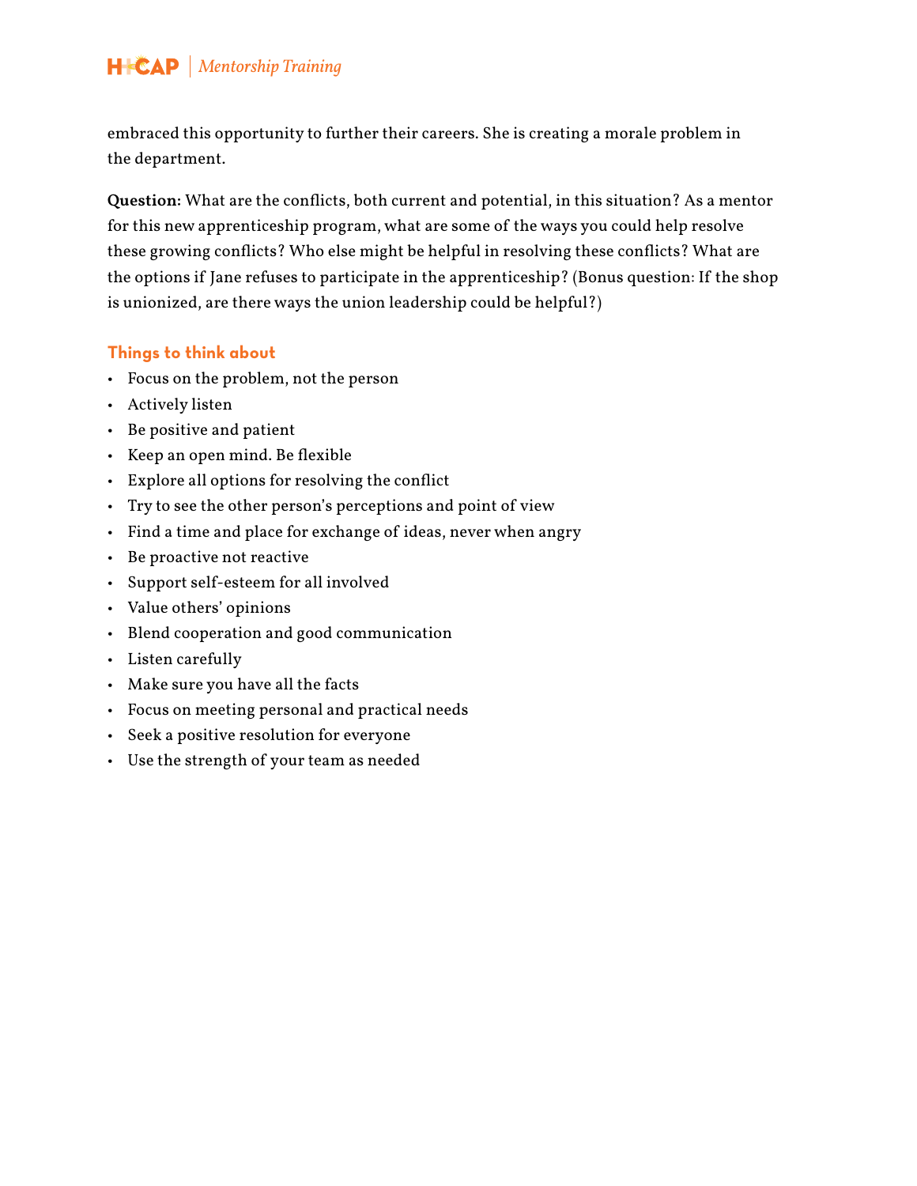embraced this opportunity to further their careers. She is creating a morale problem in the department.

**Question:** What are the conflicts, both current and potential, in this situation? As a mentor for this new apprenticeship program, what are some of the ways you could help resolve these growing conflicts? Who else might be helpful in resolving these conflicts? What are the options if Jane refuses to participate in the apprenticeship? (Bonus question: If the shop is unionized, are there ways the union leadership could be helpful?)

### Things to think about

- Focus on the problem, not the person
- Actively listen
- Be positive and patient
- Keep an open mind. Be flexible
- Explore all options for resolving the conflict
- Try to see the other person's perceptions and point of view
- Find a time and place for exchange of ideas, never when angry
- Be proactive not reactive
- Support self-esteem for all involved
- Value others' opinions
- Blend cooperation and good communication
- Listen carefully
- Make sure you have all the facts
- Focus on meeting personal and practical needs
- Seek a positive resolution for everyone
- Use the strength of your team as needed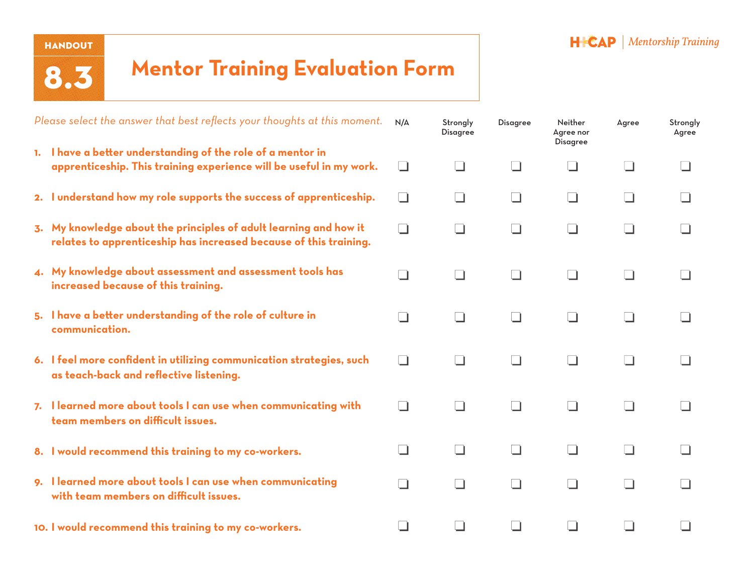HANDOUT 8.3

# Mentor Training Evaluation Form

HCAP | *Mentorship Training*

| *Please select the answer that best reflects your thoughts at this moment.* | N/A | Strongly Disagree | Disagree | Neither Agree nor Disagree | Agree | Strongly Agree |
|---|---|---|---|---|---|---|
| **1. I have a better understanding of the role of a mentor in apprenticeship. This training experience will be useful in my work.** | ❑ | ❑ | ❑ | ❑ | ❑ | ❑ |
| **2. I understand how my role supports the success of apprenticeship.** | ❑ | ❑ | ❑ | ❑ | ❑ | ❑ |
| **3. My knowledge about the principles of adult learning and how it relates to apprenticeship has increased because of this training.** | ❑ | ❑ | ❑ | ❑ | ❑ | ❑ |
| **4. My knowledge about assessment and assessment tools has increased because of this training.** | ❑ | ❑ | ❑ | ❑ | ❑ | ❑ |
| **5. I have a better understanding of the role of culture in communication.** | ❑ | ❑ | ❑ | ❑ | ❑ | ❑ |
| **6. I feel more confident in utilizing communication strategies, such as teach-back and reflective listening.** | ❑ | ❑ | ❑ | ❑ | ❑ | ❑ |
| **7. I learned more about tools I can use when communicating with team members on difficult issues.** | ❑ | ❑ | ❑ | ❑ | ❑ | ❑ |
| **8. I would recommend this training to my co-workers.** | ❑ | ❑ | ❑ | ❑ | ❑ | ❑ |
| **9. I learned more about tools I can use when communicating with team members on difficult issues.** | ❑ | ❑ | ❑ | ❑ | ❑ | ❑ |
| **10. I would recommend this training to my co-workers.** | ❑ | ❑ | ❑ | ❑ | ❑ | ❑ |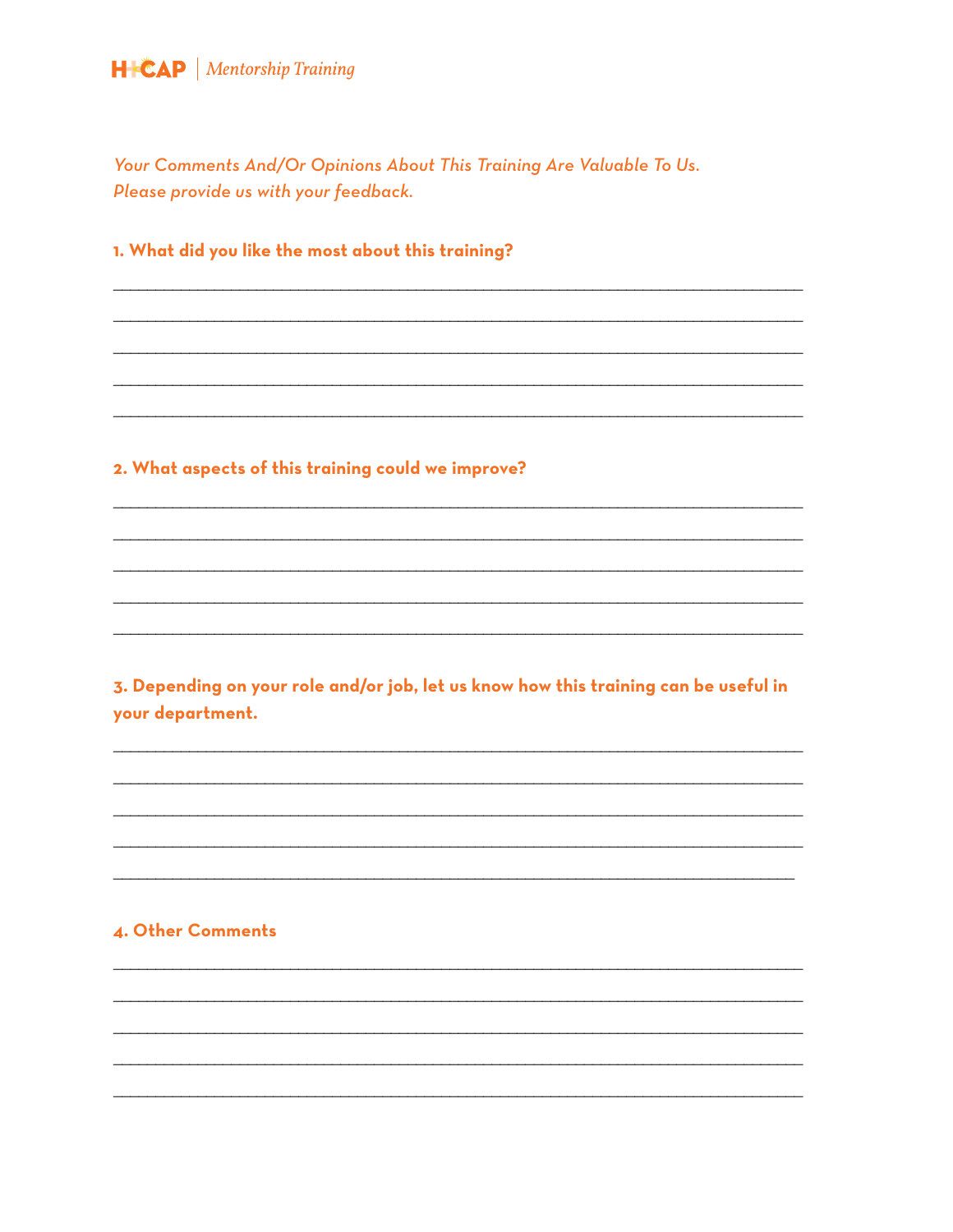*Your Comments And/Or Opinions About This Training Are Valuable To Us.*
*Please provide us with your feedback.*

**1. What did you like the most about this training?**

______________________________________________________________________________

______________________________________________________________________________

______________________________________________________________________________

______________________________________________________________________________

______________________________________________________________________________

**2. What aspects of this training could we improve?**

______________________________________________________________________________

______________________________________________________________________________

______________________________________________________________________________

______________________________________________________________________________

______________________________________________________________________________

**3. Depending on your role and/or job, let us know how this training can be useful in your department.**

______________________________________________________________________________

______________________________________________________________________________

______________________________________________________________________________

______________________________________________________________________________

______________________________________________________________________________

**4. Other Comments**

______________________________________________________________________________

______________________________________________________________________________

______________________________________________________________________________

______________________________________________________________________________

______________________________________________________________________________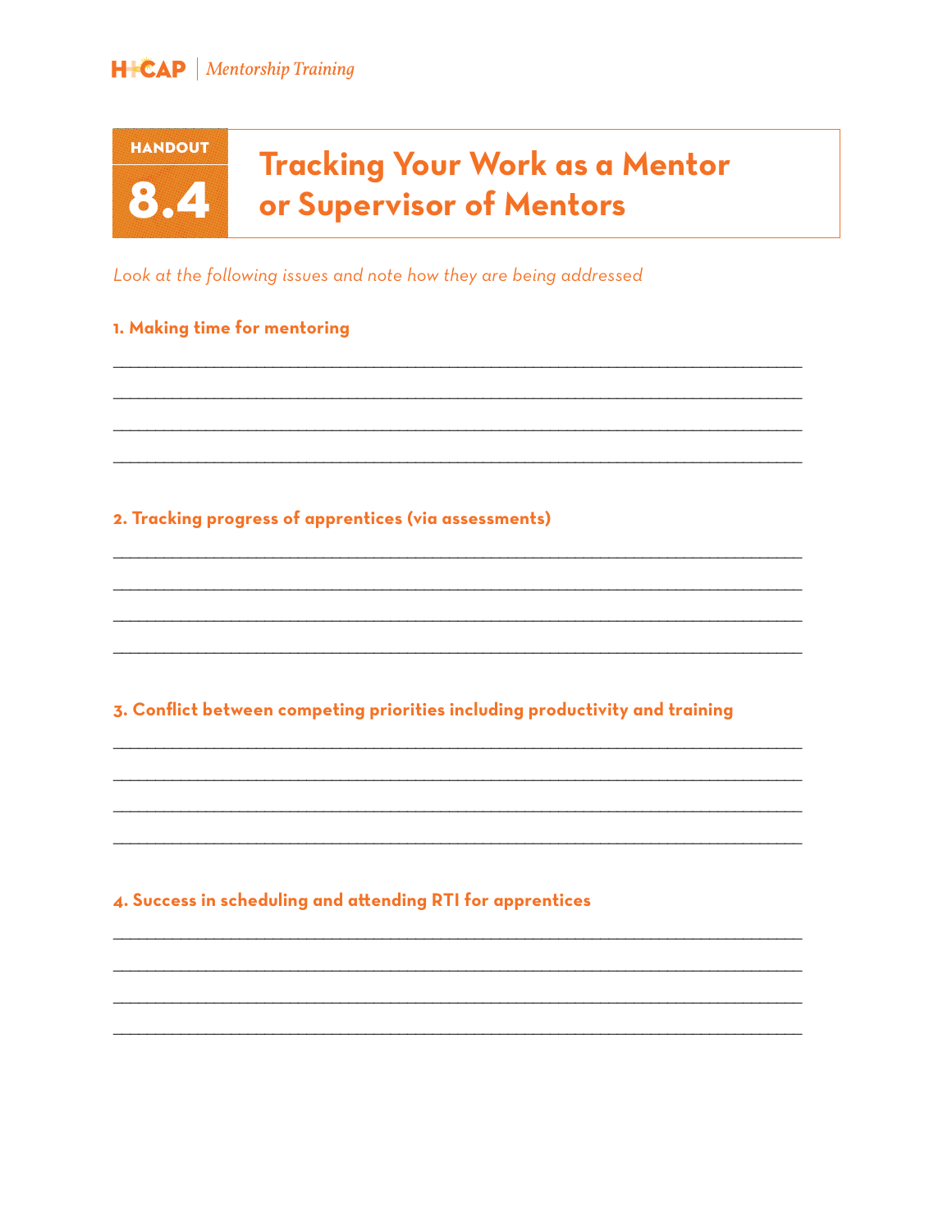# HANDOUT 8.4 Tracking Your Work as a Mentor or Supervisor of Mentors

*Look at the following issues and note how they are being addressed*

**1. Making time for mentoring**

\_\_\_\_\_\_\_\_\_\_\_\_\_\_\_\_\_\_\_\_\_\_\_\_\_\_\_\_\_\_\_\_\_\_\_\_\_\_\_\_\_\_\_\_\_\_\_\_\_\_\_\_\_\_\_\_\_\_\_\_\_\_\_\_\_\_\_\_\_\_\_\_

\_\_\_\_\_\_\_\_\_\_\_\_\_\_\_\_\_\_\_\_\_\_\_\_\_\_\_\_\_\_\_\_\_\_\_\_\_\_\_\_\_\_\_\_\_\_\_\_\_\_\_\_\_\_\_\_\_\_\_\_\_\_\_\_\_\_\_\_\_\_\_\_

\_\_\_\_\_\_\_\_\_\_\_\_\_\_\_\_\_\_\_\_\_\_\_\_\_\_\_\_\_\_\_\_\_\_\_\_\_\_\_\_\_\_\_\_\_\_\_\_\_\_\_\_\_\_\_\_\_\_\_\_\_\_\_\_\_\_\_\_\_\_\_\_

\_\_\_\_\_\_\_\_\_\_\_\_\_\_\_\_\_\_\_\_\_\_\_\_\_\_\_\_\_\_\_\_\_\_\_\_\_\_\_\_\_\_\_\_\_\_\_\_\_\_\_\_\_\_\_\_\_\_\_\_\_\_\_\_\_\_\_\_\_\_\_\_

**2. Tracking progress of apprentices (via assessments)**

\_\_\_\_\_\_\_\_\_\_\_\_\_\_\_\_\_\_\_\_\_\_\_\_\_\_\_\_\_\_\_\_\_\_\_\_\_\_\_\_\_\_\_\_\_\_\_\_\_\_\_\_\_\_\_\_\_\_\_\_\_\_\_\_\_\_\_\_\_\_\_\_

\_\_\_\_\_\_\_\_\_\_\_\_\_\_\_\_\_\_\_\_\_\_\_\_\_\_\_\_\_\_\_\_\_\_\_\_\_\_\_\_\_\_\_\_\_\_\_\_\_\_\_\_\_\_\_\_\_\_\_\_\_\_\_\_\_\_\_\_\_\_\_\_

\_\_\_\_\_\_\_\_\_\_\_\_\_\_\_\_\_\_\_\_\_\_\_\_\_\_\_\_\_\_\_\_\_\_\_\_\_\_\_\_\_\_\_\_\_\_\_\_\_\_\_\_\_\_\_\_\_\_\_\_\_\_\_\_\_\_\_\_\_\_\_\_

\_\_\_\_\_\_\_\_\_\_\_\_\_\_\_\_\_\_\_\_\_\_\_\_\_\_\_\_\_\_\_\_\_\_\_\_\_\_\_\_\_\_\_\_\_\_\_\_\_\_\_\_\_\_\_\_\_\_\_\_\_\_\_\_\_\_\_\_\_\_\_\_

**3. Conflict between competing priorities including productivity and training**

\_\_\_\_\_\_\_\_\_\_\_\_\_\_\_\_\_\_\_\_\_\_\_\_\_\_\_\_\_\_\_\_\_\_\_\_\_\_\_\_\_\_\_\_\_\_\_\_\_\_\_\_\_\_\_\_\_\_\_\_\_\_\_\_\_\_\_\_\_\_\_\_

\_\_\_\_\_\_\_\_\_\_\_\_\_\_\_\_\_\_\_\_\_\_\_\_\_\_\_\_\_\_\_\_\_\_\_\_\_\_\_\_\_\_\_\_\_\_\_\_\_\_\_\_\_\_\_\_\_\_\_\_\_\_\_\_\_\_\_\_\_\_\_\_

\_\_\_\_\_\_\_\_\_\_\_\_\_\_\_\_\_\_\_\_\_\_\_\_\_\_\_\_\_\_\_\_\_\_\_\_\_\_\_\_\_\_\_\_\_\_\_\_\_\_\_\_\_\_\_\_\_\_\_\_\_\_\_\_\_\_\_\_\_\_\_\_

\_\_\_\_\_\_\_\_\_\_\_\_\_\_\_\_\_\_\_\_\_\_\_\_\_\_\_\_\_\_\_\_\_\_\_\_\_\_\_\_\_\_\_\_\_\_\_\_\_\_\_\_\_\_\_\_\_\_\_\_\_\_\_\_\_\_\_\_\_\_\_\_

**4. Success in scheduling and attending RTI for apprentices**

\_\_\_\_\_\_\_\_\_\_\_\_\_\_\_\_\_\_\_\_\_\_\_\_\_\_\_\_\_\_\_\_\_\_\_\_\_\_\_\_\_\_\_\_\_\_\_\_\_\_\_\_\_\_\_\_\_\_\_\_\_\_\_\_\_\_\_\_\_\_\_\_

\_\_\_\_\_\_\_\_\_\_\_\_\_\_\_\_\_\_\_\_\_\_\_\_\_\_\_\_\_\_\_\_\_\_\_\_\_\_\_\_\_\_\_\_\_\_\_\_\_\_\_\_\_\_\_\_\_\_\_\_\_\_\_\_\_\_\_\_\_\_\_\_

\_\_\_\_\_\_\_\_\_\_\_\_\_\_\_\_\_\_\_\_\_\_\_\_\_\_\_\_\_\_\_\_\_\_\_\_\_\_\_\_\_\_\_\_\_\_\_\_\_\_\_\_\_\_\_\_\_\_\_\_\_\_\_\_\_\_\_\_\_\_\_\_

\_\_\_\_\_\_\_\_\_\_\_\_\_\_\_\_\_\_\_\_\_\_\_\_\_\_\_\_\_\_\_\_\_\_\_\_\_\_\_\_\_\_\_\_\_\_\_\_\_\_\_\_\_\_\_\_\_\_\_\_\_\_\_\_\_\_\_\_\_\_\_\_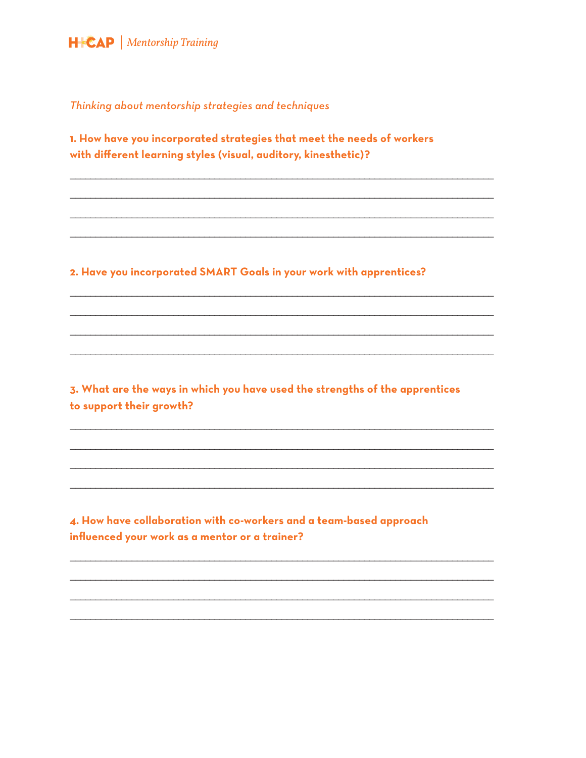*Thinking about mentorship strategies and techniques*

**1. How have you incorporated strategies that meet the needs of workers with different learning styles (visual, auditory, kinesthetic)?**

______________________________________________________________________

______________________________________________________________________

______________________________________________________________________

______________________________________________________________________

**2. Have you incorporated SMART Goals in your work with apprentices?**

______________________________________________________________________

______________________________________________________________________

______________________________________________________________________

______________________________________________________________________

**3. What are the ways in which you have used the strengths of the apprentices to support their growth?**

______________________________________________________________________

______________________________________________________________________

______________________________________________________________________

______________________________________________________________________

**4. How have collaboration with co-workers and a team-based approach influenced your work as a mentor or a trainer?**

______________________________________________________________________

______________________________________________________________________

______________________________________________________________________

______________________________________________________________________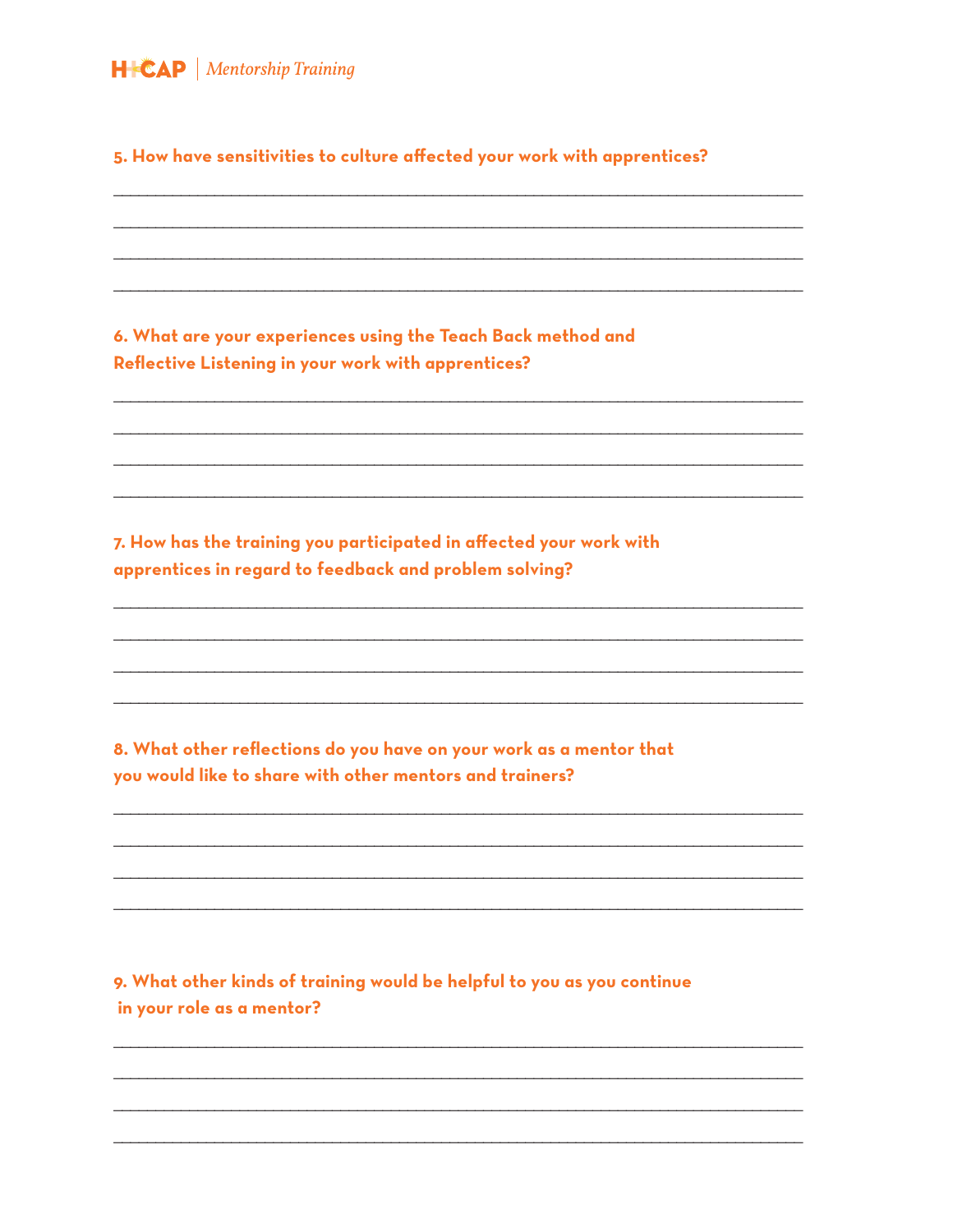**5. How have sensitivities to culture affected your work with apprentices?**

______________________________________________________________________________

______________________________________________________________________________

______________________________________________________________________________

______________________________________________________________________________

**6. What are your experiences using the Teach Back method and Reflective Listening in your work with apprentices?**

______________________________________________________________________________

______________________________________________________________________________

______________________________________________________________________________

______________________________________________________________________________

**7. How has the training you participated in affected your work with apprentices in regard to feedback and problem solving?**

______________________________________________________________________________

______________________________________________________________________________

______________________________________________________________________________

______________________________________________________________________________

**8. What other reflections do you have on your work as a mentor that you would like to share with other mentors and trainers?**

______________________________________________________________________________

______________________________________________________________________________

______________________________________________________________________________

______________________________________________________________________________

**9. What other kinds of training would be helpful to you as you continue in your role as a mentor?**

______________________________________________________________________________

______________________________________________________________________________

______________________________________________________________________________

______________________________________________________________________________